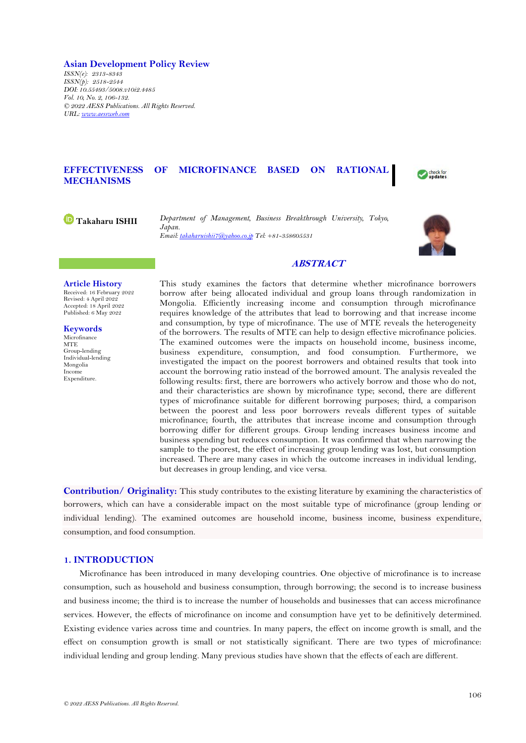Asian Development Policy Review

*ISSN(e): 2313-8343*
*ISSN(p): 2518-2544*
*DOI: 10.55493/5008.v10i2.4485*
*Vol. 10, No. 2, 106-132.*
*© 2022 AESS Publications. All Rights Reserved.*
*URL: www.aessweb.com*

# EFFECTIVENESS OF MICROFINANCE BASED ON RATIONAL MECHANISMS

**Takaharu ISHII**

*Department of Management, Business Breakthrough University, Tokyo, Japan.*
*Email: takaharuishii7@yahoo.co.jp Tel: +81-358605531*

## ABSTRACT

This study examines the factors that determine whether microfinance borrowers borrow after being allocated individual and group loans through randomization in Mongolia. Efficiently increasing income and consumption through microfinance requires knowledge of the attributes that lead to borrowing and that increase income and consumption, by type of microfinance. The use of MTE reveals the heterogeneity of the borrowers. The results of MTE can help to design effective microfinance policies. The examined outcomes were the impacts on household income, business income, business expenditure, consumption, and food consumption. Furthermore, we investigated the impact on the poorest borrowers and obtained results that took into account the borrowing ratio instead of the borrowed amount. The analysis revealed the following results: first, there are borrowers who actively borrow and those who do not, and their characteristics are shown by microfinance type; second, there are different types of microfinance suitable for different borrowing purposes; third, a comparison between the poorest and less poor borrowers reveals different types of suitable microfinance; fourth, the attributes that increase income and consumption through borrowing differ for different groups. Group lending increases business income and business spending but reduces consumption. It was confirmed that when narrowing the sample to the poorest, the effect of increasing group lending was lost, but consumption increased. There are many cases in which the outcome increases in individual lending, but decreases in group lending, and vice versa.

**Article History**
Received: 16 February 2022
Revised: 4 April 2022
Accepted: 18 April 2022
Published: 6 May 2022

**Keywords**
Microfinance
MTE
Group-lending
Individual-lending
Mongolia
Income
Expenditure.

**Contribution/ Originality:** This study contributes to the existing literature by examining the characteristics of borrowers, which can have a considerable impact on the most suitable type of microfinance (group lending or individual lending). The examined outcomes are household income, business income, business expenditure, consumption, and food consumption.

## 1. INTRODUCTION

Microfinance has been introduced in many developing countries. One objective of microfinance is to increase consumption, such as household and business consumption, through borrowing; the second is to increase business and business income; the third is to increase the number of households and businesses that can access microfinance services. However, the effects of microfinance on income and consumption have yet to be definitively determined. Existing evidence varies across time and countries. In many papers, the effect on income growth is small, and the effect on consumption growth is small or not statistically significant. There are two types of microfinance: individual lending and group lending. Many previous studies have shown that the effects of each are different.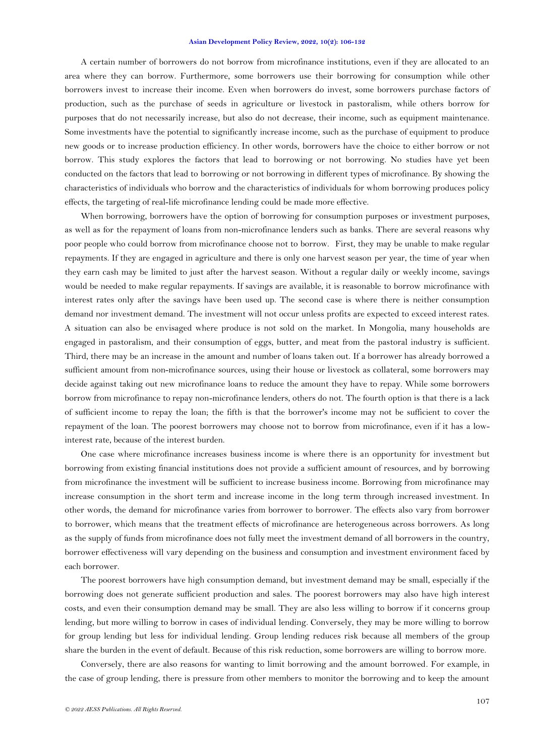A certain number of borrowers do not borrow from microfinance institutions, even if they are allocated to an area where they can borrow. Furthermore, some borrowers use their borrowing for consumption while other borrowers invest to increase their income. Even when borrowers do invest, some borrowers purchase factors of production, such as the purchase of seeds in agriculture or livestock in pastoralism, while others borrow for purposes that do not necessarily increase, but also do not decrease, their income, such as equipment maintenance. Some investments have the potential to significantly increase income, such as the purchase of equipment to produce new goods or to increase production efficiency. In other words, borrowers have the choice to either borrow or not borrow. This study explores the factors that lead to borrowing or not borrowing. No studies have yet been conducted on the factors that lead to borrowing or not borrowing in different types of microfinance. By showing the characteristics of individuals who borrow and the characteristics of individuals for whom borrowing produces policy effects, the targeting of real-life microfinance lending could be made more effective.

When borrowing, borrowers have the option of borrowing for consumption purposes or investment purposes, as well as for the repayment of loans from non-microfinance lenders such as banks. There are several reasons why poor people who could borrow from microfinance choose not to borrow. First, they may be unable to make regular repayments. If they are engaged in agriculture and there is only one harvest season per year, the time of year when they earn cash may be limited to just after the harvest season. Without a regular daily or weekly income, savings would be needed to make regular repayments. If savings are available, it is reasonable to borrow microfinance with interest rates only after the savings have been used up. The second case is where there is neither consumption demand nor investment demand. The investment will not occur unless profits are expected to exceed interest rates. A situation can also be envisaged where produce is not sold on the market. In Mongolia, many households are engaged in pastoralism, and their consumption of eggs, butter, and meat from the pastoral industry is sufficient. Third, there may be an increase in the amount and number of loans taken out. If a borrower has already borrowed a sufficient amount from non-microfinance sources, using their house or livestock as collateral, some borrowers may decide against taking out new microfinance loans to reduce the amount they have to repay. While some borrowers borrow from microfinance to repay non-microfinance lenders, others do not. The fourth option is that there is a lack of sufficient income to repay the loan; the fifth is that the borrower's income may not be sufficient to cover the repayment of the loan. The poorest borrowers may choose not to borrow from microfinance, even if it has a low-interest rate, because of the interest burden.

One case where microfinance increases business income is where there is an opportunity for investment but borrowing from existing financial institutions does not provide a sufficient amount of resources, and by borrowing from microfinance the investment will be sufficient to increase business income. Borrowing from microfinance may increase consumption in the short term and increase income in the long term through increased investment. In other words, the demand for microfinance varies from borrower to borrower. The effects also vary from borrower to borrower, which means that the treatment effects of microfinance are heterogeneous across borrowers. As long as the supply of funds from microfinance does not fully meet the investment demand of all borrowers in the country, borrower effectiveness will vary depending on the business and consumption and investment environment faced by each borrower.

The poorest borrowers have high consumption demand, but investment demand may be small, especially if the borrowing does not generate sufficient production and sales. The poorest borrowers may also have high interest costs, and even their consumption demand may be small. They are also less willing to borrow if it concerns group lending, but more willing to borrow in cases of individual lending. Conversely, they may be more willing to borrow for group lending but less for individual lending. Group lending reduces risk because all members of the group share the burden in the event of default. Because of this risk reduction, some borrowers are willing to borrow more.

Conversely, there are also reasons for wanting to limit borrowing and the amount borrowed. For example, in the case of group lending, there is pressure from other members to monitor the borrowing and to keep the amount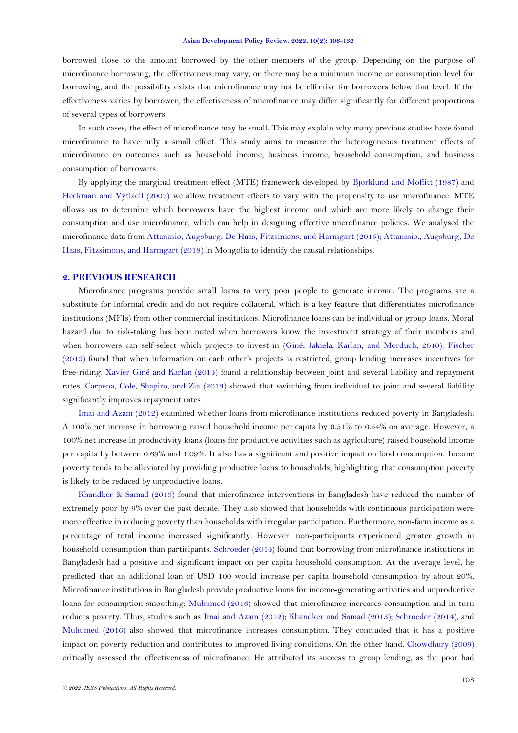borrowed close to the amount borrowed by the other members of the group. Depending on the purpose of microfinance borrowing, the effectiveness may vary, or there may be a minimum income or consumption level for borrowing, and the possibility exists that microfinance may not be effective for borrowers below that level. If the effectiveness varies by borrower, the effectiveness of microfinance may differ significantly for different proportions of several types of borrowers.

In such cases, the effect of microfinance may be small. This may explain why many previous studies have found microfinance to have only a small effect. This study aims to measure the heterogeneous treatment effects of microfinance on outcomes such as household income, business income, household consumption, and business consumption of borrowers.

By applying the marginal treatment effect (MTE) framework developed by Bjorklund and Moffitt (1987) and Heckman and Vytlacil (2007) we allow treatment effects to vary with the propensity to use microfinance. MTE allows us to determine which borrowers have the highest income and which are more likely to change their consumption and use microfinance, which can help in designing effective microfinance policies. We analysed the microfinance data from Attanasio, Augsburg, De Haas, Fitzsimons, and Harmgart (2015); Attanasio., Augsburg, De Haas, Fitzsimons, and Harmgart (2018) in Mongolia to identify the causal relationships.

## 2. PREVIOUS RESEARCH

Microfinance programs provide small loans to very poor people to generate income. The programs are a substitute for informal credit and do not require collateral, which is a key feature that differentiates microfinance institutions (MFIs) from other commercial institutions. Microfinance loans can be individual or group loans. Moral hazard due to risk-taking has been noted when borrowers know the investment strategy of their members and when borrowers can self-select which projects to invest in (Giné, Jakiela, Karlan, and Morduch, 2010). Fischer (2013) found that when information on each other's projects is restricted, group lending increases incentives for free-riding. Xavier Giné and Karlan (2014) found a relationship between joint and several liability and repayment rates. Carpena, Cole, Shapiro, and Zia (2013) showed that switching from individual to joint and several liability significantly improves repayment rates.

Imai and Azam (2012) examined whether loans from microfinance institutions reduced poverty in Bangladesh. A 100% net increase in borrowing raised household income per capita by 0.51% to 0.54% on average. However, a 100% net increase in productivity loans (loans for productive activities such as agriculture) raised household income per capita by between 0.69% and 1.09%. It also has a significant and positive impact on food consumption. Income poverty tends to be alleviated by providing productive loans to households, highlighting that consumption poverty is likely to be reduced by unproductive loans.

Khandker & Samad (2013) found that microfinance interventions in Bangladesh have reduced the number of extremely poor by 9% over the past decade. They also showed that households with continuous participation were more effective in reducing poverty than households with irregular participation. Furthermore, non-farm income as a percentage of total income increased significantly. However, non-participants experienced greater growth in household consumption than participants. Schroeder (2014) found that borrowing from microfinance institutions in Bangladesh had a positive and significant impact on per capita household consumption. At the average level, he predicted that an additional loan of USD 100 would increase per capita household consumption by about 20%. Microfinance institutions in Bangladesh provide productive loans for income-generating activities and unproductive loans for consumption smoothing; Muhumed (2016) showed that microfinance increases consumption and in turn reduces poverty. Thus, studies such as Imai and Azam (2012); Khandker and Samad (2013); Schroeder (2014), and Muhumed (2016) also showed that microfinance increases consumption. They concluded that it has a positive impact on poverty reduction and contributes to improved living conditions. On the other hand, Chowdhury (2009) critically assessed the effectiveness of microfinance. He attributed its success to group lending, as the poor had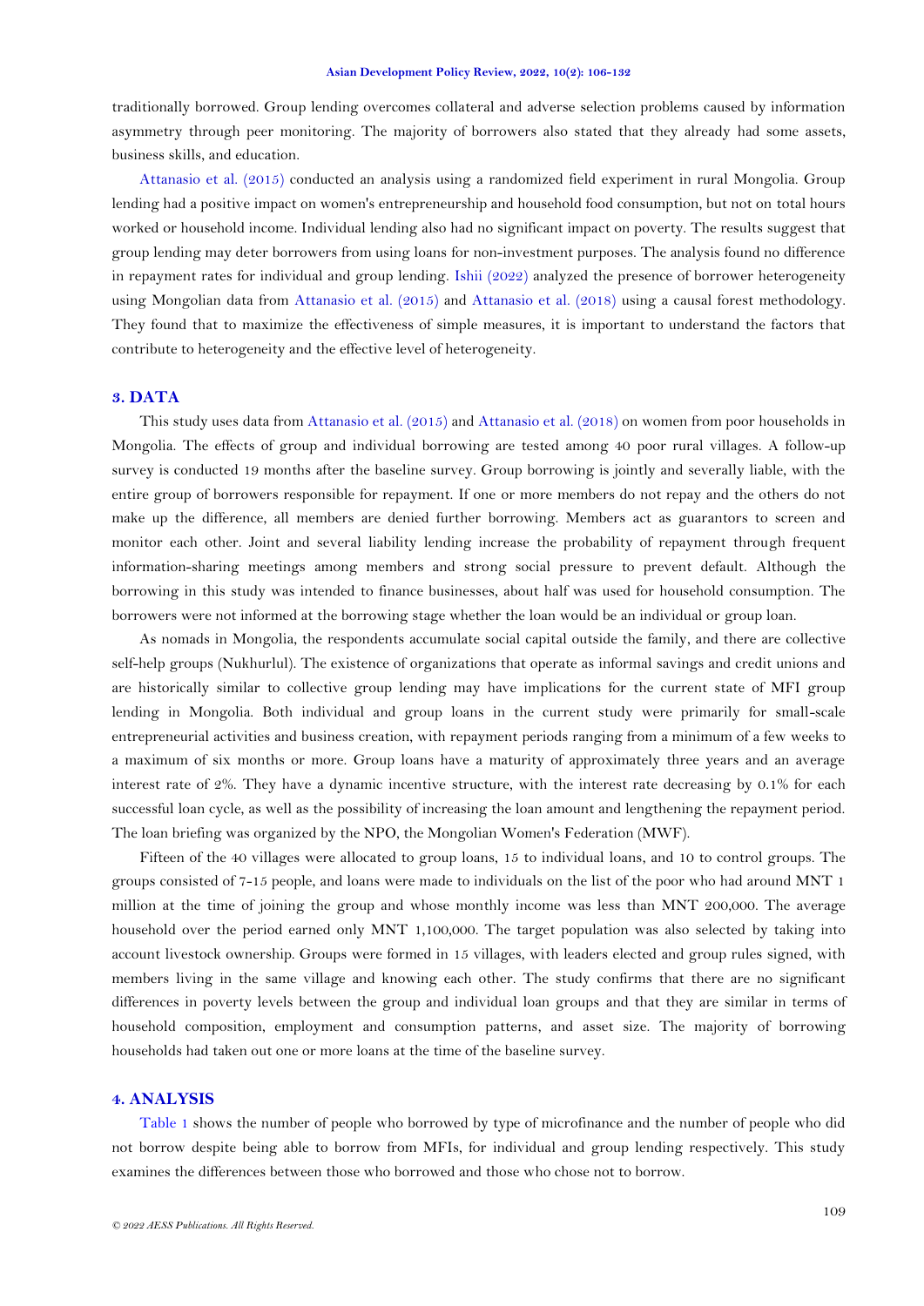traditionally borrowed. Group lending overcomes collateral and adverse selection problems caused by information asymmetry through peer monitoring. The majority of borrowers also stated that they already had some assets, business skills, and education.

Attanasio et al. (2015) conducted an analysis using a randomized field experiment in rural Mongolia. Group lending had a positive impact on women's entrepreneurship and household food consumption, but not on total hours worked or household income. Individual lending also had no significant impact on poverty. The results suggest that group lending may deter borrowers from using loans for non-investment purposes. The analysis found no difference in repayment rates for individual and group lending. Ishii (2022) analyzed the presence of borrower heterogeneity using Mongolian data from Attanasio et al. (2015) and Attanasio et al. (2018) using a causal forest methodology. They found that to maximize the effectiveness of simple measures, it is important to understand the factors that contribute to heterogeneity and the effective level of heterogeneity.

## 3. DATA

This study uses data from Attanasio et al. (2015) and Attanasio et al. (2018) on women from poor households in Mongolia. The effects of group and individual borrowing are tested among 40 poor rural villages. A follow-up survey is conducted 19 months after the baseline survey. Group borrowing is jointly and severally liable, with the entire group of borrowers responsible for repayment. If one or more members do not repay and the others do not make up the difference, all members are denied further borrowing. Members act as guarantors to screen and monitor each other. Joint and several liability lending increase the probability of repayment through frequent information-sharing meetings among members and strong social pressure to prevent default. Although the borrowing in this study was intended to finance businesses, about half was used for household consumption. The borrowers were not informed at the borrowing stage whether the loan would be an individual or group loan.

As nomads in Mongolia, the respondents accumulate social capital outside the family, and there are collective self-help groups (Nukhurlul). The existence of organizations that operate as informal savings and credit unions and are historically similar to collective group lending may have implications for the current state of MFI group lending in Mongolia. Both individual and group loans in the current study were primarily for small-scale entrepreneurial activities and business creation, with repayment periods ranging from a minimum of a few weeks to a maximum of six months or more. Group loans have a maturity of approximately three years and an average interest rate of 2%. They have a dynamic incentive structure, with the interest rate decreasing by 0.1% for each successful loan cycle, as well as the possibility of increasing the loan amount and lengthening the repayment period. The loan briefing was organized by the NPO, the Mongolian Women's Federation (MWF).

Fifteen of the 40 villages were allocated to group loans, 15 to individual loans, and 10 to control groups. The groups consisted of 7-15 people, and loans were made to individuals on the list of the poor who had around MNT 1 million at the time of joining the group and whose monthly income was less than MNT 200,000. The average household over the period earned only MNT 1,100,000. The target population was also selected by taking into account livestock ownership. Groups were formed in 15 villages, with leaders elected and group rules signed, with members living in the same village and knowing each other. The study confirms that there are no significant differences in poverty levels between the group and individual loan groups and that they are similar in terms of household composition, employment and consumption patterns, and asset size. The majority of borrowing households had taken out one or more loans at the time of the baseline survey.

## 4. ANALYSIS

Table 1 shows the number of people who borrowed by type of microfinance and the number of people who did not borrow despite being able to borrow from MFIs, for individual and group lending respectively. This study examines the differences between those who borrowed and those who chose not to borrow.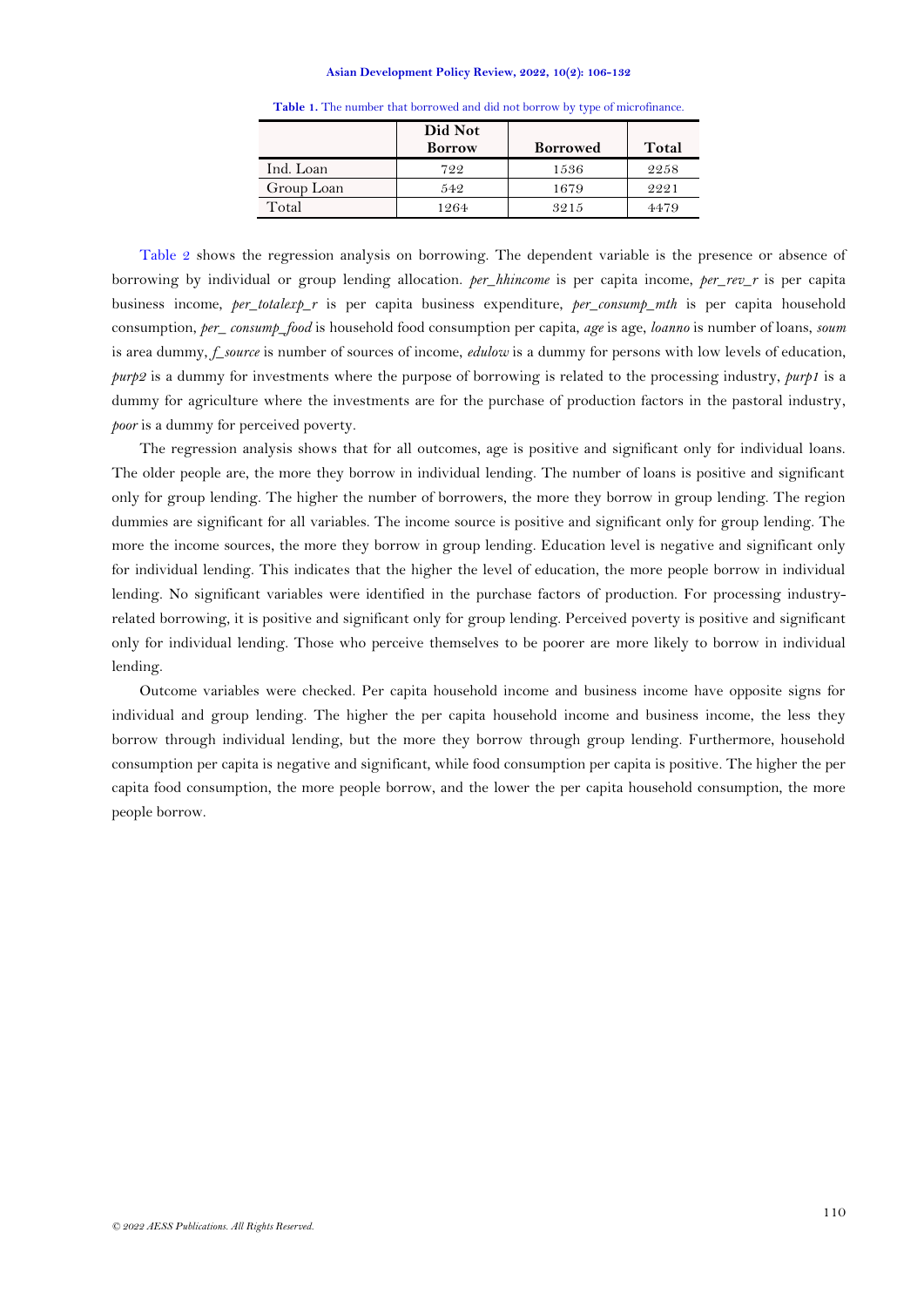**Table 1.** The number that borrowed and did not borrow by type of microfinance.

| | Did Not Borrow | Borrowed | Total |
|---|---|---|---|
| Ind. Loan | 722 | 1536 | 2258 |
| Group Loan | 542 | 1679 | 2221 |
| Total | 1264 | 3215 | 4479 |

Table 2 shows the regression analysis on borrowing. The dependent variable is the presence or absence of borrowing by individual or group lending allocation. *per_hhincome* is per capita income, *per_rev_r* is per capita business income, *per_totalexp_r* is per capita business expenditure, *per_consump_mth* is per capita household consumption, *per_ consump_food* is household food consumption per capita, *age* is age, *loanno* is number of loans, *soum* is area dummy, *f_source* is number of sources of income, *edulow* is a dummy for persons with low levels of education, *purp2* is a dummy for investments where the purpose of borrowing is related to the processing industry, *purp1* is a dummy for agriculture where the investments are for the purchase of production factors in the pastoral industry, *poor* is a dummy for perceived poverty.

The regression analysis shows that for all outcomes, age is positive and significant only for individual loans. The older people are, the more they borrow in individual lending. The number of loans is positive and significant only for group lending. The higher the number of borrowers, the more they borrow in group lending. The region dummies are significant for all variables. The income source is positive and significant only for group lending. The more the income sources, the more they borrow in group lending. Education level is negative and significant only for individual lending. This indicates that the higher the level of education, the more people borrow in individual lending. No significant variables were identified in the purchase factors of production. For processing industry-related borrowing, it is positive and significant only for group lending. Perceived poverty is positive and significant only for individual lending. Those who perceive themselves to be poorer are more likely to borrow in individual lending.

Outcome variables were checked. Per capita household income and business income have opposite signs for individual and group lending. The higher the per capita household income and business income, the less they borrow through individual lending, but the more they borrow through group lending. Furthermore, household consumption per capita is negative and significant, while food consumption per capita is positive. The higher the per capita food consumption, the more people borrow, and the lower the per capita household consumption, the more people borrow.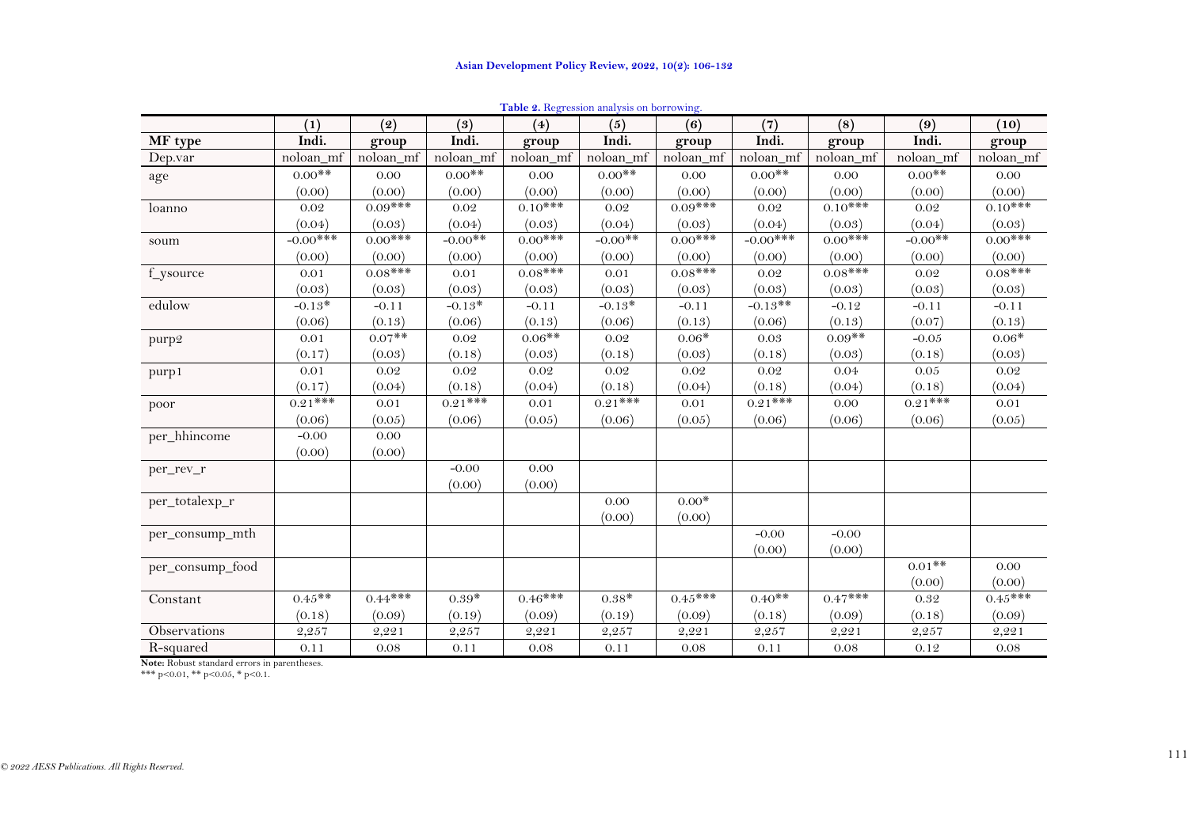**Table 2.** Regression analysis on borrowing.

| | (1) | (2) | (3) | (4) | (5) | (6) | (7) | (8) | (9) | (10) |
|---|---|---|---|---|---|---|---|---|---|---|
| MF type | Indi. | group | Indi. | group | Indi. | group | Indi. | group | Indi. | group |
| Dep.var | noloan_mf | noloan_mf | noloan_mf | noloan_mf | noloan_mf | noloan_mf | noloan_mf | noloan_mf | noloan_mf | noloan_mf |
| age | 0.00** | 0.00 | 0.00** | 0.00 | 0.00** | 0.00 | 0.00** | 0.00 | 0.00** | 0.00 |
| | (0.00) | (0.00) | (0.00) | (0.00) | (0.00) | (0.00) | (0.00) | (0.00) | (0.00) | (0.00) |
| loanno | 0.02 | 0.09*** | 0.02 | 0.10*** | 0.02 | 0.09*** | 0.02 | 0.10*** | 0.02 | 0.10*** |
| | (0.04) | (0.03) | (0.04) | (0.03) | (0.04) | (0.03) | (0.04) | (0.03) | (0.04) | (0.03) |
| soum | -0.00*** | 0.00*** | -0.00** | 0.00*** | -0.00** | 0.00*** | -0.00*** | 0.00*** | -0.00** | 0.00*** |
| | (0.00) | (0.00) | (0.00) | (0.00) | (0.00) | (0.00) | (0.00) | (0.00) | (0.00) | (0.00) |
| f_ysource | 0.01 | 0.08*** | 0.01 | 0.08*** | 0.01 | 0.08*** | 0.02 | 0.08*** | 0.02 | 0.08*** |
| | (0.03) | (0.03) | (0.03) | (0.03) | (0.03) | (0.03) | (0.03) | (0.03) | (0.03) | (0.03) |
| edulow | -0.13* | -0.11 | -0.13* | -0.11 | -0.13* | -0.11 | -0.13** | -0.12 | -0.11 | -0.11 |
| | (0.06) | (0.13) | (0.06) | (0.13) | (0.06) | (0.13) | (0.06) | (0.13) | (0.07) | (0.13) |
| purp2 | 0.01 | 0.07** | 0.02 | 0.06** | 0.02 | 0.06* | 0.03 | 0.09** | -0.05 | 0.06* |
| | (0.17) | (0.03) | (0.18) | (0.03) | (0.18) | (0.03) | (0.18) | (0.03) | (0.18) | (0.03) |
| purp1 | 0.01 | 0.02 | 0.02 | 0.02 | 0.02 | 0.02 | 0.02 | 0.04 | 0.05 | 0.02 |
| | (0.17) | (0.04) | (0.18) | (0.04) | (0.18) | (0.04) | (0.18) | (0.04) | (0.18) | (0.04) |
| poor | 0.21*** | 0.01 | 0.21*** | 0.01 | 0.21*** | 0.01 | 0.21*** | 0.00 | 0.21*** | 0.01 |
| | (0.06) | (0.05) | (0.06) | (0.05) | (0.06) | (0.05) | (0.06) | (0.06) | (0.06) | (0.05) |
| per_hhincome | -0.00 | 0.00 | | | | | | | | |
| | (0.00) | (0.00) | | | | | | | | |
| per_rev_r | | | -0.00 | 0.00 | | | | | | |
| | | | (0.00) | (0.00) | | | | | | |
| per_totalexp_r | | | | | 0.00 | 0.00* | | | | |
| | | | | | (0.00) | (0.00) | | | | |
| per_consump_mth | | | | | | | -0.00 | -0.00 | | |
| | | | | | | | (0.00) | (0.00) | | |
| per_consump_food | | | | | | | | | 0.01** | 0.00 |
| | | | | | | | | | (0.00) | (0.00) |
| Constant | 0.45** | 0.44*** | 0.39* | 0.46*** | 0.38* | 0.45*** | 0.40** | 0.47*** | 0.32 | 0.45*** |
| | (0.18) | (0.09) | (0.19) | (0.09) | (0.19) | (0.09) | (0.18) | (0.09) | (0.18) | (0.09) |
| Observations | 2,257 | 2,221 | 2,257 | 2,221 | 2,257 | 2,221 | 2,257 | 2,221 | 2,257 | 2,221 |
| R-squared | 0.11 | 0.08 | 0.11 | 0.08 | 0.11 | 0.08 | 0.11 | 0.08 | 0.12 | 0.08 |

**Note:** Robust standard errors in parentheses.
*** $p<0.01$, ** $p<0.05$, * $p<0.1$.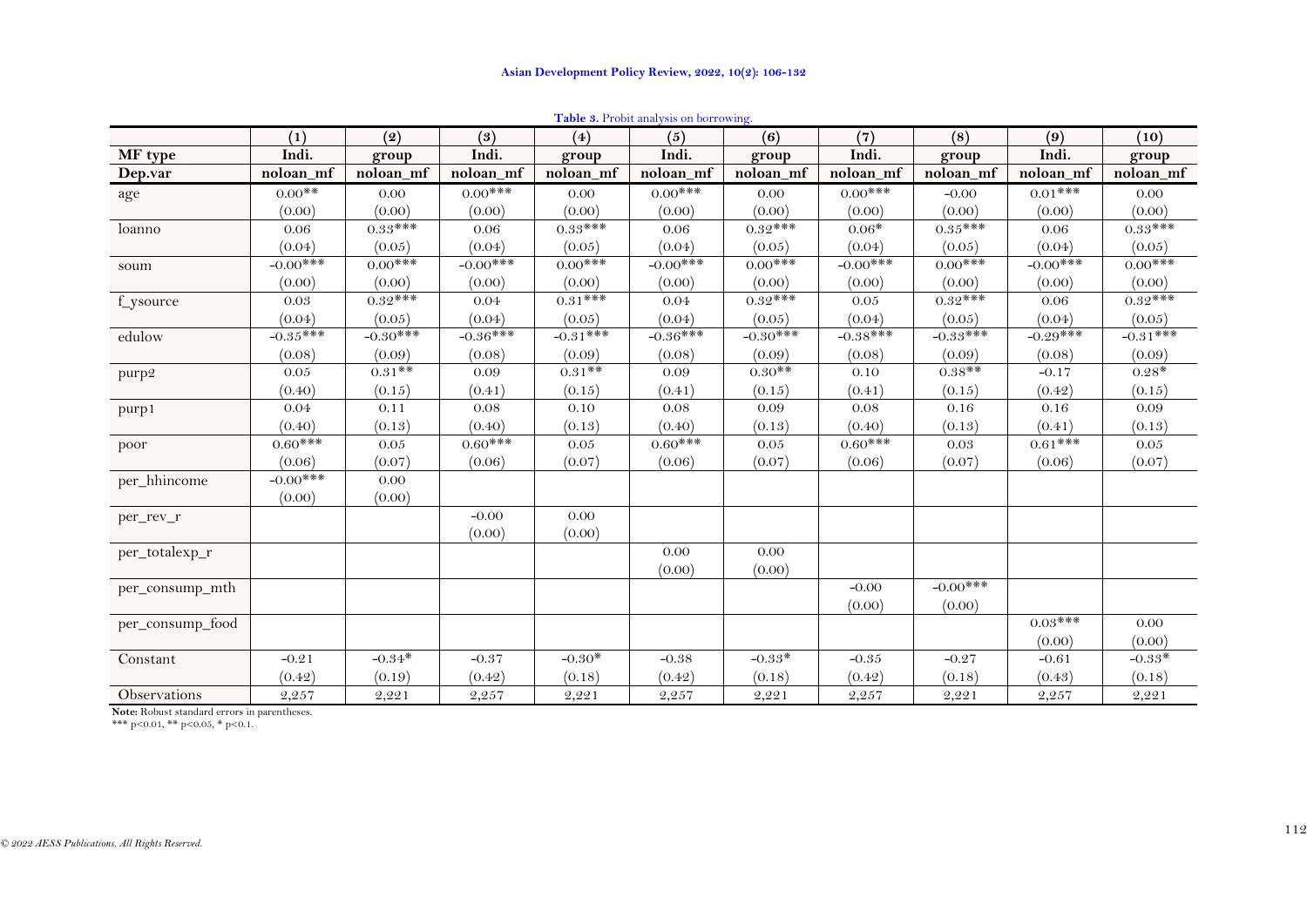**Table 3.** Probit analysis on borrowing.

| | (1) | (2) | (3) | (4) | (5) | (6) | (7) | (8) | (9) | (10) |
|---|---|---|---|---|---|---|---|---|---|---|
| **MF type** | **Indi.** | **group** | **Indi.** | **group** | **Indi.** | **group** | **Indi.** | **group** | **Indi.** | **group** |
| **Dep.var** | **noloan_mf** | **noloan_mf** | **noloan_mf** | **noloan_mf** | **noloan_mf** | **noloan_mf** | **noloan_mf** | **noloan_mf** | **noloan_mf** | **noloan_mf** |
| age | 0.00** | 0.00 | 0.00*** | 0.00 | 0.00*** | 0.00 | 0.00*** | -0.00 | 0.01*** | 0.00 |
| | (0.00) | (0.00) | (0.00) | (0.00) | (0.00) | (0.00) | (0.00) | (0.00) | (0.00) | (0.00) |
| loanno | 0.06 | 0.33*** | 0.06 | 0.33*** | 0.06 | 0.32*** | 0.06* | 0.35*** | 0.06 | 0.33*** |
| | (0.04) | (0.05) | (0.04) | (0.05) | (0.04) | (0.05) | (0.04) | (0.05) | (0.04) | (0.05) |
| soum | -0.00*** | 0.00*** | -0.00*** | 0.00*** | -0.00*** | 0.00*** | -0.00*** | 0.00*** | -0.00*** | 0.00*** |
| | (0.00) | (0.00) | (0.00) | (0.00) | (0.00) | (0.00) | (0.00) | (0.00) | (0.00) | (0.00) |
| f_ysource | 0.03 | 0.32*** | 0.04 | 0.31*** | 0.04 | 0.32*** | 0.05 | 0.32*** | 0.06 | 0.32*** |
| | (0.04) | (0.05) | (0.04) | (0.05) | (0.04) | (0.05) | (0.04) | (0.05) | (0.04) | (0.05) |
| edulow | -0.35*** | -0.30*** | -0.36*** | -0.31*** | -0.36*** | -0.30*** | -0.38*** | -0.33*** | -0.29*** | -0.31*** |
| | (0.08) | (0.09) | (0.08) | (0.09) | (0.08) | (0.09) | (0.08) | (0.09) | (0.08) | (0.09) |
| purp2 | 0.05 | 0.31** | 0.09 | 0.31** | 0.09 | 0.30** | 0.10 | 0.38** | -0.17 | 0.28* |
| | (0.40) | (0.15) | (0.41) | (0.15) | (0.41) | (0.15) | (0.41) | (0.15) | (0.42) | (0.15) |
| purp1 | 0.04 | 0.11 | 0.08 | 0.10 | 0.08 | 0.09 | 0.08 | 0.16 | 0.16 | 0.09 |
| | (0.40) | (0.13) | (0.40) | (0.13) | (0.40) | (0.13) | (0.40) | (0.13) | (0.41) | (0.13) |
| poor | 0.60*** | 0.05 | 0.60*** | 0.05 | 0.60*** | 0.05 | 0.60*** | 0.03 | 0.61*** | 0.05 |
| | (0.06) | (0.07) | (0.06) | (0.07) | (0.06) | (0.07) | (0.06) | (0.07) | (0.06) | (0.07) |
| per_hhincome | -0.00*** | 0.00 | | | | | | | | |
| | (0.00) | (0.00) | | | | | | | | |
| per_rev_r | | | -0.00 | 0.00 | | | | | | |
| | | | (0.00) | (0.00) | | | | | | |
| per_totalexp_r | | | | | 0.00 | 0.00 | | | | |
| | | | | | (0.00) | (0.00) | | | | |
| per_consump_mth | | | | | | | -0.00 | -0.00*** | | |
| | | | | | | | (0.00) | (0.00) | | |
| per_consump_food | | | | | | | | | 0.03*** | 0.00 |
| | | | | | | | | | (0.00) | (0.00) |
| Constant | -0.21 | -0.34* | -0.37 | -0.30* | -0.38 | -0.33* | -0.35 | -0.27 | -0.61 | -0.33* |
| | (0.42) | (0.19) | (0.42) | (0.18) | (0.42) | (0.18) | (0.42) | (0.18) | (0.43) | (0.18) |
| Observations | 2,257 | 2,221 | 2,257 | 2,221 | 2,257 | 2,221 | 2,257 | 2,221 | 2,257 | 2,221 |

**Note:** Robust standard errors in parentheses.
*** p<0.01, ** p<0.05, * p<0.1.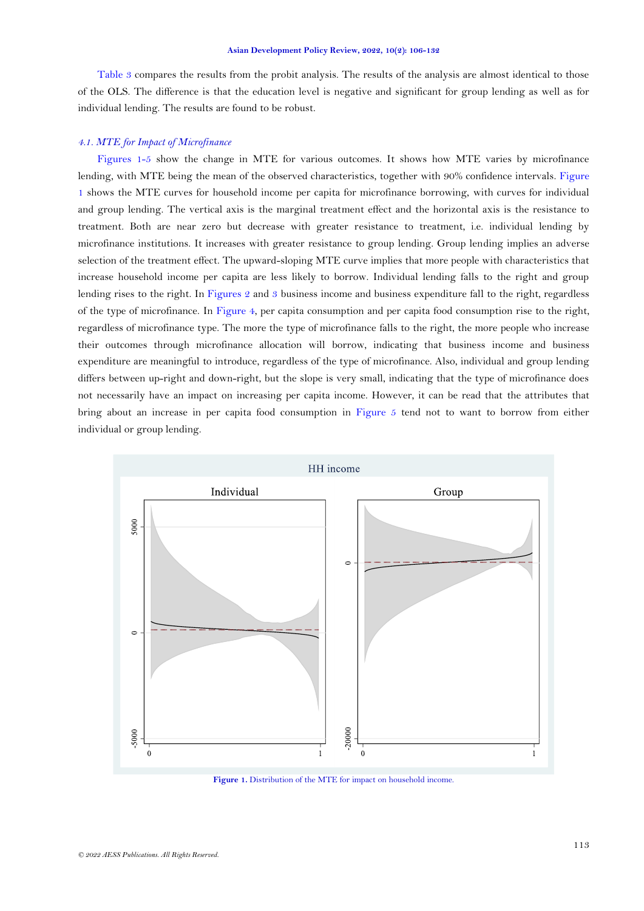Table 3 compares the results from the probit analysis. The results of the analysis are almost identical to those of the OLS. The difference is that the education level is negative and significant for group lending as well as for individual lending. The results are found to be robust.

### *4.1. MTE for Impact of Microfinance*

Figures 1-5 show the change in MTE for various outcomes. It shows how MTE varies by microfinance lending, with MTE being the mean of the observed characteristics, together with 90% confidence intervals. Figure 1 shows the MTE curves for household income per capita for microfinance borrowing, with curves for individual and group lending. The vertical axis is the marginal treatment effect and the horizontal axis is the resistance to treatment. Both are near zero but decrease with greater resistance to treatment, i.e. individual lending by microfinance institutions. It increases with greater resistance to group lending. Group lending implies an adverse selection of the treatment effect. The upward-sloping MTE curve implies that more people with characteristics that increase household income per capita are less likely to borrow. Individual lending falls to the right and group lending rises to the right. In Figures 2 and 3 business income and business expenditure fall to the right, regardless of the type of microfinance. In Figure 4, per capita consumption and per capita food consumption rise to the right, regardless of microfinance type. The more the type of microfinance falls to the right, the more people who increase their outcomes through microfinance allocation will borrow, indicating that business income and business expenditure are meaningful to introduce, regardless of the type of microfinance. Also, individual and group lending differs between up-right and down-right, but the slope is very small, indicating that the type of microfinance does not necessarily have an impact on increasing per capita income. However, it can be read that the attributes that bring about an increase in per capita food consumption in Figure 5 tend not to want to borrow from either individual or group lending.

HH income

Individual

5000

0

-5000

0

1

Group

0

-20000

0

1

**Figure 1.** Distribution of the MTE for impact on household income.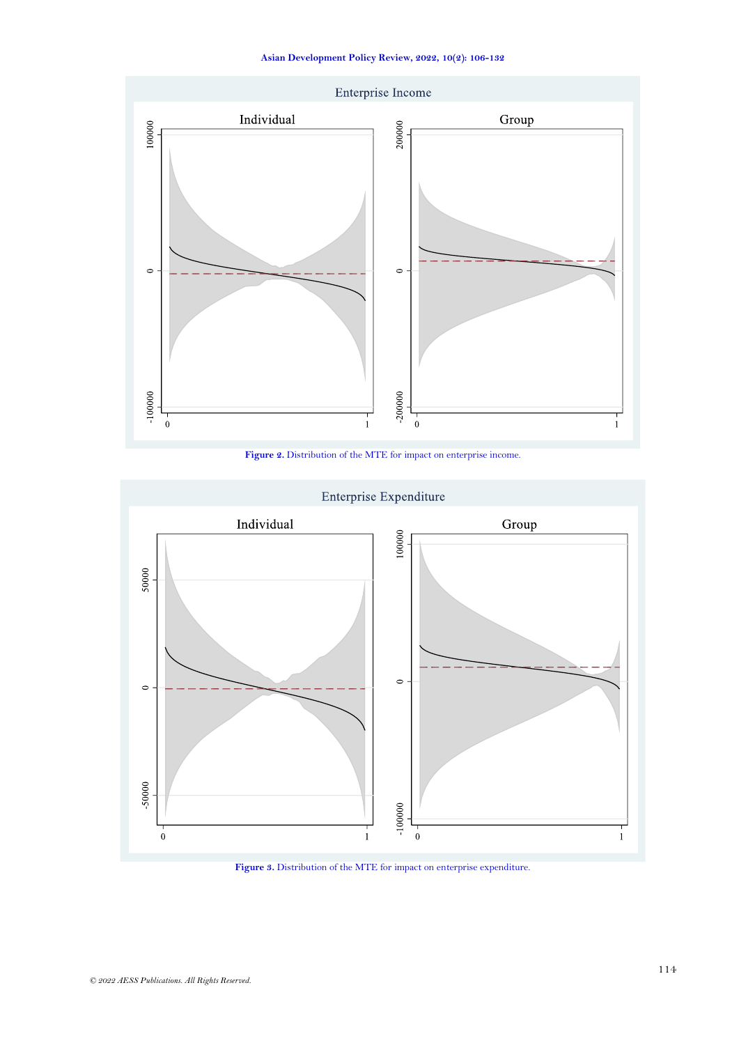Enterprise Income

Individual

100000

0

-100000

0

1

Group

200000

0

-200000

0

1

**Figure 2.** Distribution of the MTE for impact on enterprise income.

Enterprise Expenditure

Individual

50000

0

-50000

0

1

Group

100000

0

-100000

0

1

**Figure 3.** Distribution of the MTE for impact on enterprise expenditure.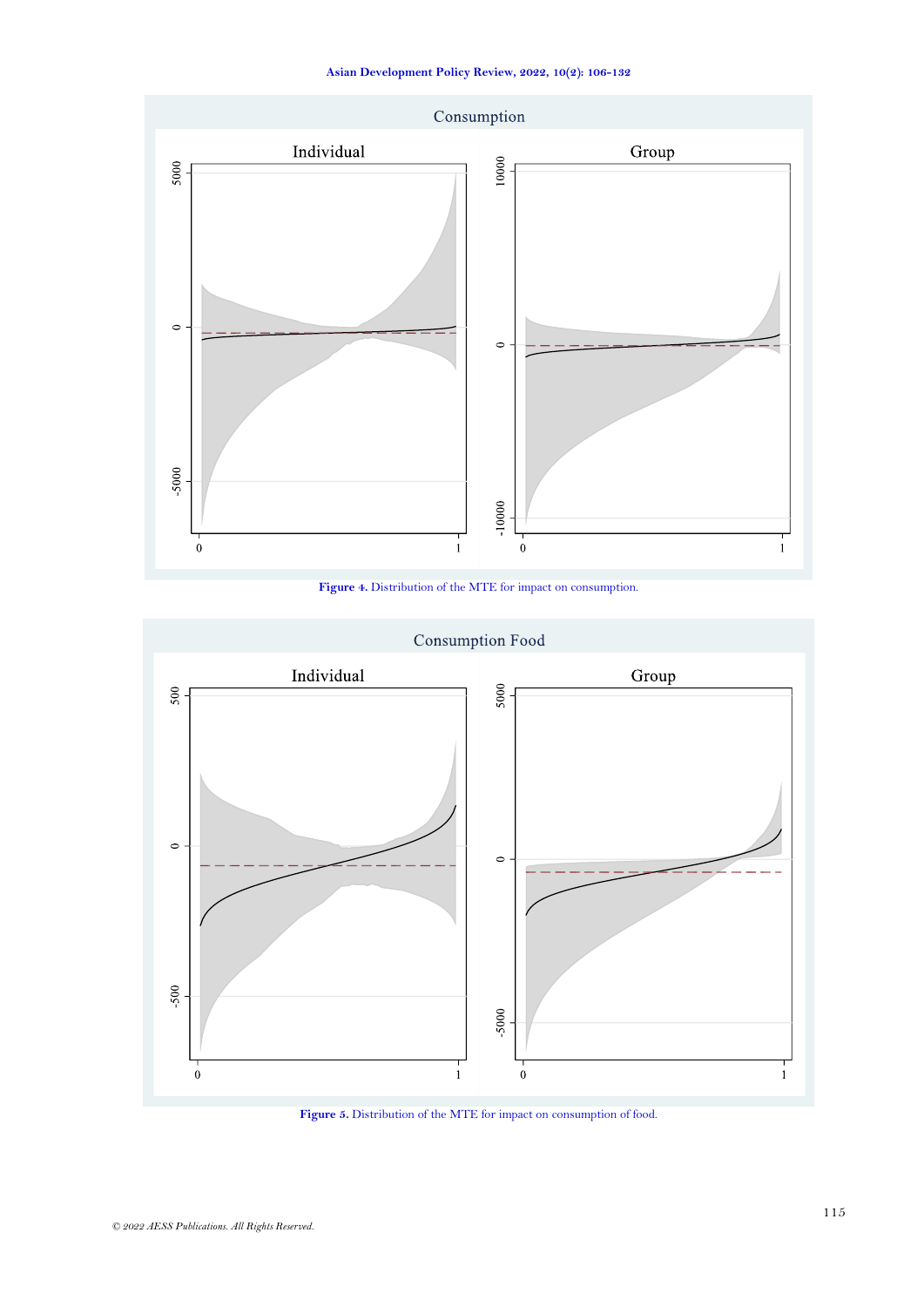Consumption

Individual

5000

0

-5000

0

1

Group

10000

0

-10000

0

1

**Figure 4.** Distribution of the MTE for impact on consumption.

Consumption Food

Individual

500

0

-500

0

1

Group

5000

0

-5000

0

1

**Figure 5.** Distribution of the MTE for impact on consumption of food.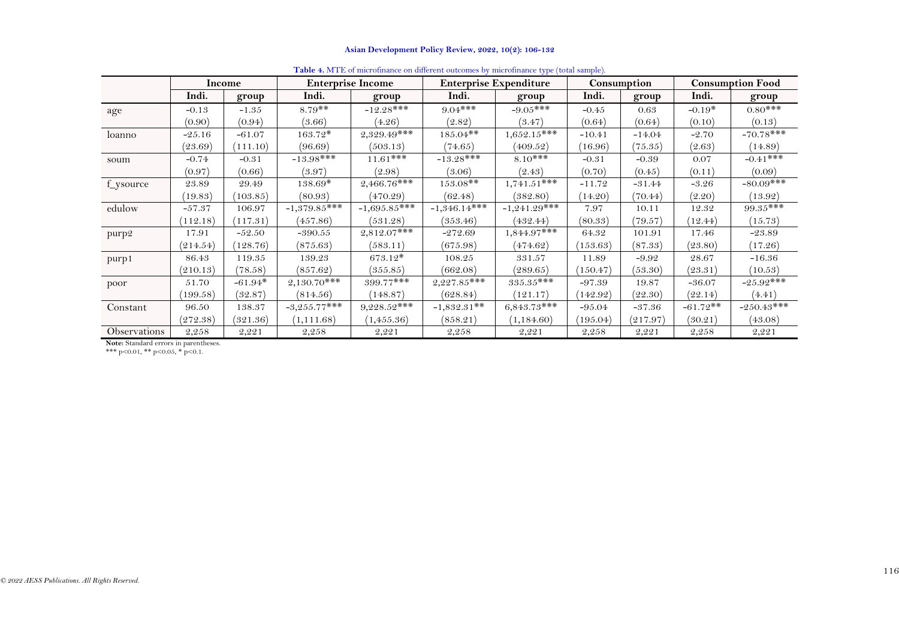**Table 4.** MTE of microfinance on different outcomes by microfinance type (total sample).

| | Income | | Enterprise Income | | Enterprise Expenditure | | Consumption | | Consumption Food | |
|---|---|---|---|---|---|---|---|---|---|---|
| | Indi. | group | Indi. | group | Indi. | group | Indi. | group | Indi. | group |
| age | -0.13 | -1.35 | 8.79** | -12.28*** | 9.04*** | -9.05*** | -0.45 | 0.63 | -0.19* | 0.80*** |
| | (0.90) | (0.94) | (3.66) | (4.26) | (2.82) | (3.47) | (0.64) | (0.64) | (0.10) | (0.13) |
| loanno | -25.16 | -61.07 | 163.72* | 2,329.49*** | 185.04** | 1,652.15*** | -10.41 | -14.04 | -2.70 | -70.78*** |
| | (23.69) | (111.10) | (96.69) | (503.13) | (74.65) | (409.52) | (16.96) | (75.35) | (2.63) | (14.89) |
| soum | -0.74 | -0.31 | -13.98*** | 11.61*** | -13.28*** | 8.10*** | -0.31 | -0.39 | 0.07 | -0.41*** |
| | (0.97) | (0.66) | (3.97) | (2.98) | (3.06) | (2.43) | (0.70) | (0.45) | (0.11) | (0.09) |
| f_ysource | 23.89 | 29.49 | 138.69* | 2,466.76*** | 153.08** | 1,741.51*** | -11.72 | -31.44 | -3.26 | -80.09*** |
| | (19.83) | (103.85) | (80.93) | (470.29) | (62.48) | (382.80) | (14.20) | (70.44) | (2.20) | (13.92) |
| edulow | -57.37 | 106.97 | -1,379.85*** | -1,695.85*** | -1,346.14*** | -1,241.29*** | 7.97 | 10.11 | 12.32 | 99.35*** |
| | (112.18) | (117.31) | (457.86) | (531.28) | (353.46) | (432.44) | (80.33) | (79.57) | (12.44) | (15.73) |
| purp2 | 17.91 | -52.50 | -390.55 | 2,812.07*** | -272.69 | 1,844.97*** | 64.32 | 101.91 | 17.46 | -23.89 |
| | (214.54) | (128.76) | (875.63) | (583.11) | (675.98) | (474.62) | (153.63) | (87.33) | (23.80) | (17.26) |
| purp1 | 86.43 | 119.35 | 139.23 | 673.12* | 108.25 | 331.57 | 11.89 | -9.92 | 28.67 | -16.36 |
| | (210.13) | (78.58) | (857.62) | (355.85) | (662.08) | (289.65) | (150.47) | (53.30) | (23.31) | (10.53) |
| poor | 51.70 | -61.94* | 2,130.70*** | 399.77*** | 2,227.85*** | 335.35*** | -97.39 | 19.87 | -36.07 | -25.92*** |
| | (199.58) | (32.87) | (814.56) | (148.87) | (628.84) | (121.17) | (142.92) | (22.30) | (22.14) | (4.41) |
| Constant | 96.50 | 138.37 | -3,255.77*** | 9,228.52*** | -1,832.31** | 6,843.73*** | -95.04 | -37.36 | -61.72** | -250.43*** |
| | (272.38) | (321.36) | (1,111.68) | (1,455.36) | (858.21) | (1,184.60) | (195.04) | (217.97) | (30.21) | (43.08) |
| Observations | 2,258 | 2,221 | 2,258 | 2,221 | 2,258 | 2,221 | 2,258 | 2,221 | 2,258 | 2,221 |

**Note:** Standard errors in parentheses.
*** p<0.01, ** p<0.05, * p<0.1.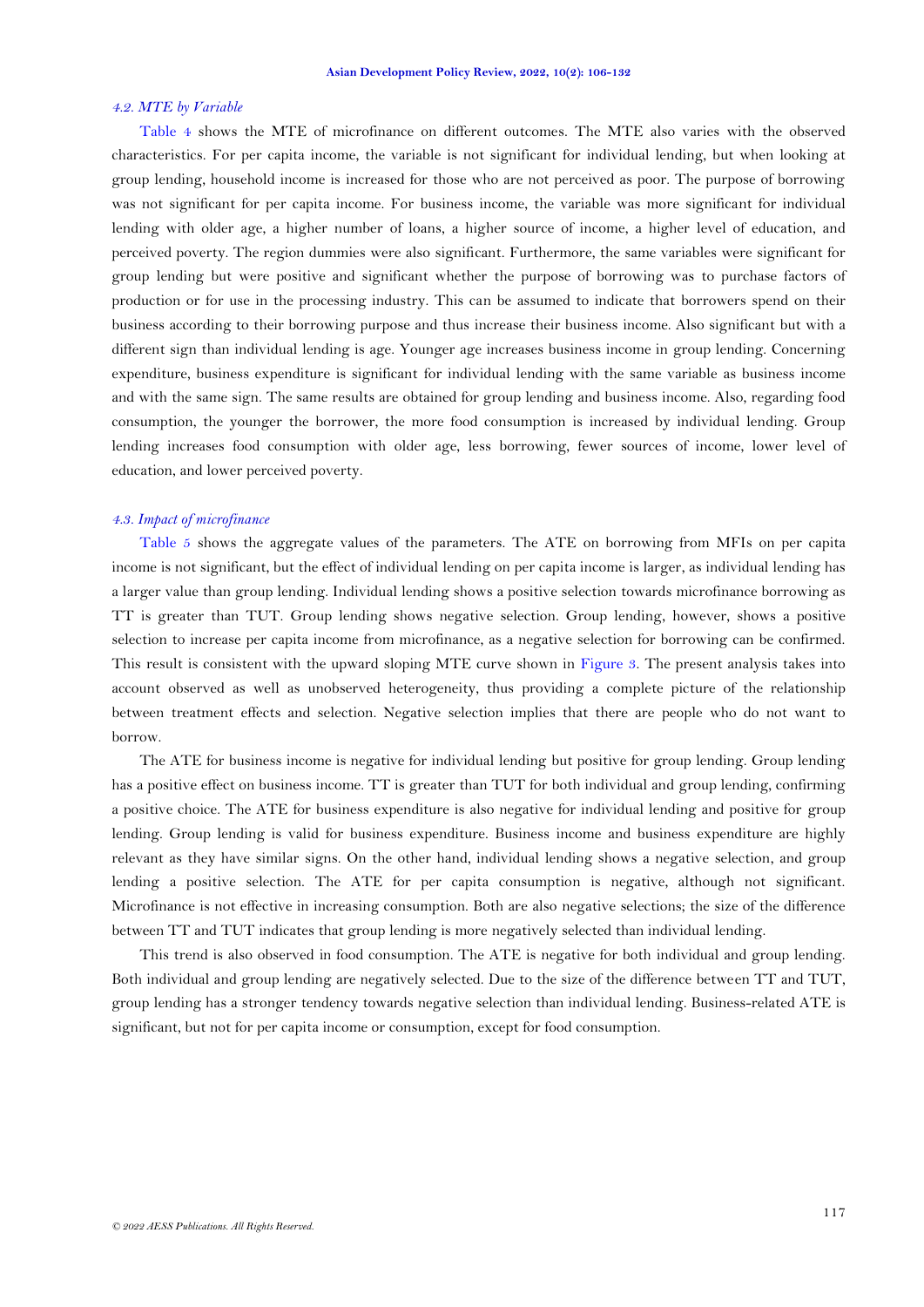### *4.2. MTE by Variable*

Table 4 shows the MTE of microfinance on different outcomes. The MTE also varies with the observed characteristics. For per capita income, the variable is not significant for individual lending, but when looking at group lending, household income is increased for those who are not perceived as poor. The purpose of borrowing was not significant for per capita income. For business income, the variable was more significant for individual lending with older age, a higher number of loans, a higher source of income, a higher level of education, and perceived poverty. The region dummies were also significant. Furthermore, the same variables were significant for group lending but were positive and significant whether the purpose of borrowing was to purchase factors of production or for use in the processing industry. This can be assumed to indicate that borrowers spend on their business according to their borrowing purpose and thus increase their business income. Also significant but with a different sign than individual lending is age. Younger age increases business income in group lending. Concerning expenditure, business expenditure is significant for individual lending with the same variable as business income and with the same sign. The same results are obtained for group lending and business income. Also, regarding food consumption, the younger the borrower, the more food consumption is increased by individual lending. Group lending increases food consumption with older age, less borrowing, fewer sources of income, lower level of education, and lower perceived poverty.

### *4.3. Impact of microfinance*

Table 5 shows the aggregate values of the parameters. The ATE on borrowing from MFIs on per capita income is not significant, but the effect of individual lending on per capita income is larger, as individual lending has a larger value than group lending. Individual lending shows a positive selection towards microfinance borrowing as TT is greater than TUT. Group lending shows negative selection. Group lending, however, shows a positive selection to increase per capita income from microfinance, as a negative selection for borrowing can be confirmed. This result is consistent with the upward sloping MTE curve shown in Figure 3. The present analysis takes into account observed as well as unobserved heterogeneity, thus providing a complete picture of the relationship between treatment effects and selection. Negative selection implies that there are people who do not want to borrow.

The ATE for business income is negative for individual lending but positive for group lending. Group lending has a positive effect on business income. TT is greater than TUT for both individual and group lending, confirming a positive choice. The ATE for business expenditure is also negative for individual lending and positive for group lending. Group lending is valid for business expenditure. Business income and business expenditure are highly relevant as they have similar signs. On the other hand, individual lending shows a negative selection, and group lending a positive selection. The ATE for per capita consumption is negative, although not significant. Microfinance is not effective in increasing consumption. Both are also negative selections; the size of the difference between TT and TUT indicates that group lending is more negatively selected than individual lending.

This trend is also observed in food consumption. The ATE is negative for both individual and group lending. Both individual and group lending are negatively selected. Due to the size of the difference between TT and TUT, group lending has a stronger tendency towards negative selection than individual lending. Business-related ATE is significant, but not for per capita income or consumption, except for food consumption.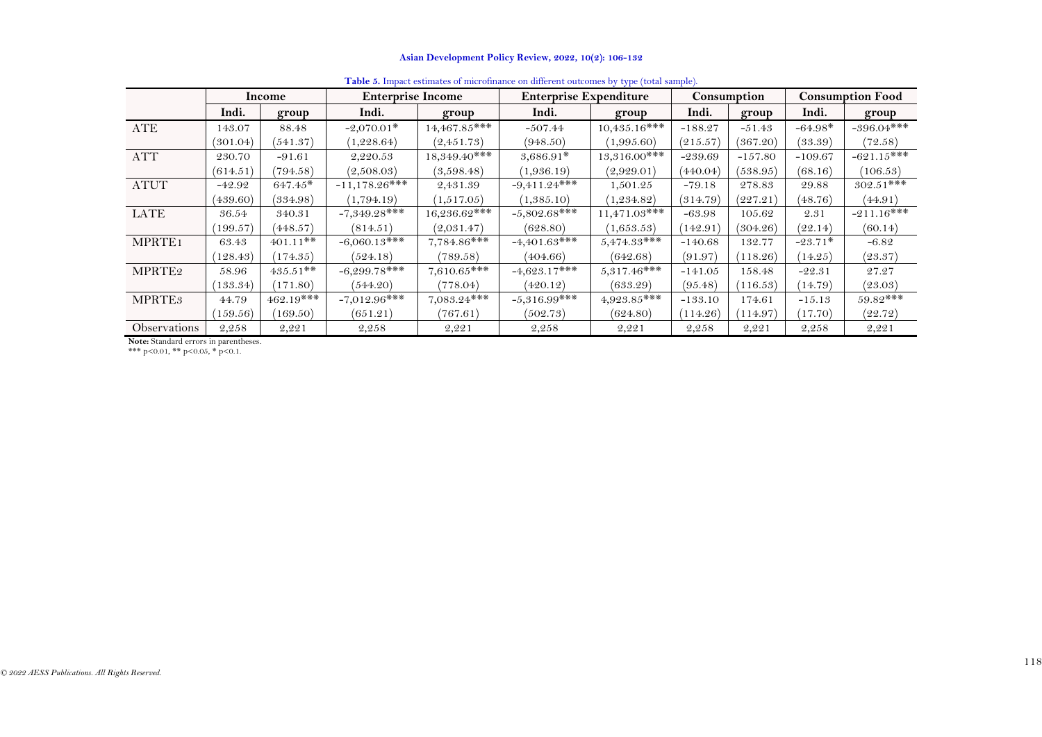**Table 5.** Impact estimates of microfinance on different outcomes by type (total sample).

| | Income | | Enterprise Income | | Enterprise Expenditure | | Consumption | | Consumption Food | |
|---|---|---|---|---|---|---|---|---|---|---|
| | **Indi.** | **group** | **Indi.** | **group** | **Indi.** | **group** | **Indi.** | **group** | **Indi.** | **group** |
| ATE | 143.07 | 88.48 | -2,070.01* | 14,467.85*** | -507.44 | 10,435.16*** | -188.27 | -51.43 | -64.98* | -396.04*** |
| | (301.04) | (541.37) | (1,228.64) | (2,451.73) | (948.50) | (1,995.60) | (215.57) | (367.20) | (33.39) | (72.58) |
| ATT | 230.70 | -91.61 | 2,220.53 | 18,349.40*** | 3,686.91* | 13,316.00*** | -239.69 | -157.80 | -109.67 | -621.15*** |
| | (614.51) | (794.58) | (2,508.03) | (3,598.48) | (1,936.19) | (2,929.01) | (440.04) | (538.95) | (68.16) | (106.53) |
| ATUT | -42.92 | 647.45* | -11,178.26*** | 2,431.39 | -9,411.24*** | 1,501.25 | -79.18 | 278.83 | 29.88 | 302.51*** |
| | (439.60) | (334.98) | (1,794.19) | (1,517.05) | (1,385.10) | (1,234.82) | (314.79) | (227.21) | (48.76) | (44.91) |
| LATE | 36.54 | 340.31 | -7,349.28*** | 16,236.62*** | -5,802.68*** | 11,471.03*** | -63.98 | 105.62 | 2.31 | -211.16*** |
| | (199.57) | (448.57) | (814.51) | (2,031.47) | (628.80) | (1,653.53) | (142.91) | (304.26) | (22.14) | (60.14) |
| MPRTE1 | 63.43 | 401.11** | -6,060.13*** | 7,784.86*** | -4,401.63*** | 5,474.33*** | -140.68 | 132.77 | -23.71* | -6.82 |
| | (128.43) | (174.35) | (524.18) | (789.58) | (404.66) | (642.68) | (91.97) | (118.26) | (14.25) | (23.37) |
| MPRTE2 | 58.96 | 435.51** | -6,299.78*** | 7,610.65*** | -4,623.17*** | 5,317.46*** | -141.05 | 158.48 | -22.31 | 27.27 |
| | (133.34) | (171.80) | (544.20) | (778.04) | (420.12) | (633.29) | (95.48) | (116.53) | (14.79) | (23.03) |
| MPRTE3 | 44.79 | 462.19*** | -7,012.96*** | 7,083.24*** | -5,316.99*** | 4,923.85*** | -133.10 | 174.61 | -15.13 | 59.82*** |
| | (159.56) | (169.50) | (651.21) | (767.61) | (502.73) | (624.80) | (114.26) | (114.97) | (17.70) | (22.72) |
| Observations | 2,258 | 2,221 | 2,258 | 2,221 | 2,258 | 2,221 | 2,258 | 2,221 | 2,258 | 2,221 |

**Note:** Standard errors in parentheses.
*** p<0.01, ** p<0.05, * p<0.1.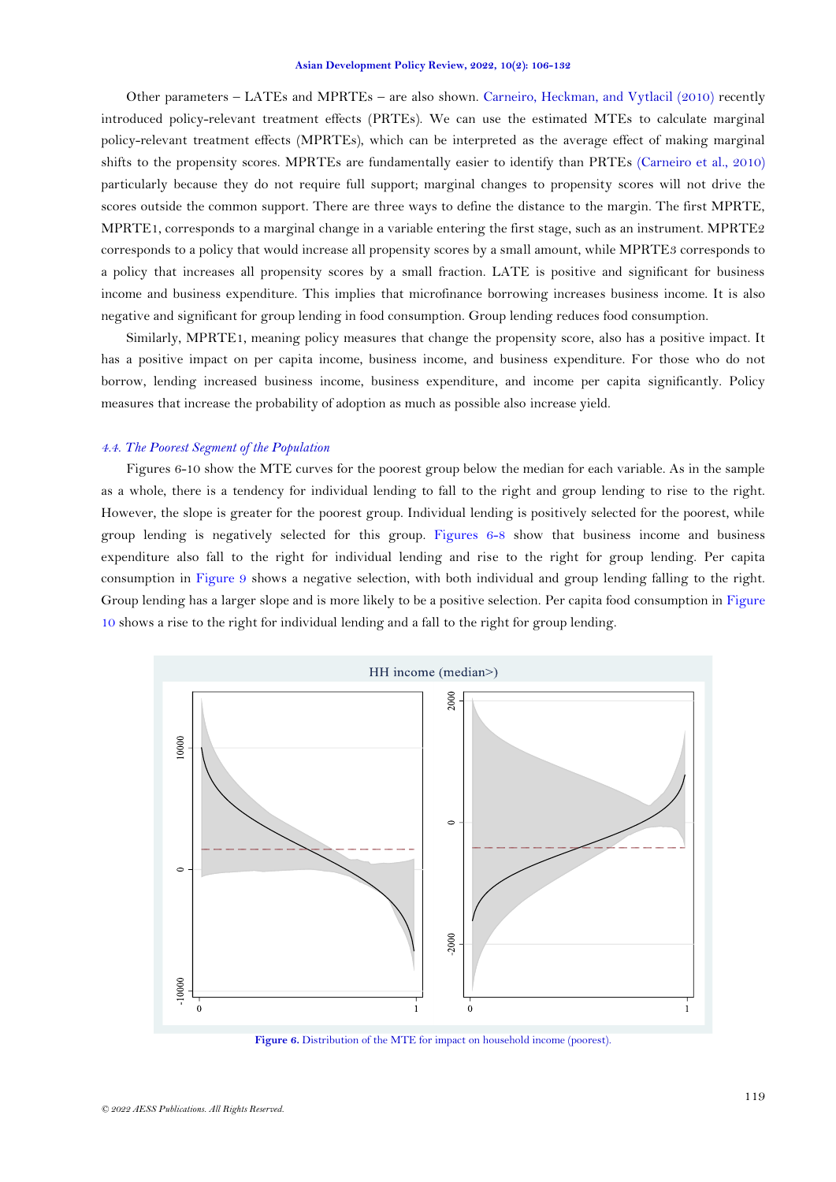Other parameters – LATEs and MPRTEs – are also shown. Carneiro, Heckman, and Vytlacil (2010) recently introduced policy-relevant treatment effects (PRTEs). We can use the estimated MTEs to calculate marginal policy-relevant treatment effects (MPRTEs), which can be interpreted as the average effect of making marginal shifts to the propensity scores. MPRTEs are fundamentally easier to identify than PRTEs (Carneiro et al., 2010) particularly because they do not require full support; marginal changes to propensity scores will not drive the scores outside the common support. There are three ways to define the distance to the margin. The first MPRTE, MPRTE1, corresponds to a marginal change in a variable entering the first stage, such as an instrument. MPRTE2 corresponds to a policy that would increase all propensity scores by a small amount, while MPRTE3 corresponds to a policy that increases all propensity scores by a small fraction. LATE is positive and significant for business income and business expenditure. This implies that microfinance borrowing increases business income. It is also negative and significant for group lending in food consumption. Group lending reduces food consumption.

Similarly, MPRTE1, meaning policy measures that change the propensity score, also has a positive impact. It has a positive impact on per capita income, business income, and business expenditure. For those who do not borrow, lending increased business income, business expenditure, and income per capita significantly. Policy measures that increase the probability of adoption as much as possible also increase yield.

### *4.4. The Poorest Segment of the Population*

Figures 6-10 show the MTE curves for the poorest group below the median for each variable. As in the sample as a whole, there is a tendency for individual lending to fall to the right and group lending to rise to the right. However, the slope is greater for the poorest group. Individual lending is positively selected for the poorest, while group lending is negatively selected for this group. Figures 6-8 show that business income and business expenditure also fall to the right for individual lending and rise to the right for group lending. Per capita consumption in Figure 9 shows a negative selection, with both individual and group lending falling to the right. Group lending has a larger slope and is more likely to be a positive selection. Per capita food consumption in Figure 10 shows a rise to the right for individual lending and a fall to the right for group lending.

HH income (median>)

10000
0
-10000
0
1

2000
0
-2000
0
1

**Figure 6.** Distribution of the MTE for impact on household income (poorest).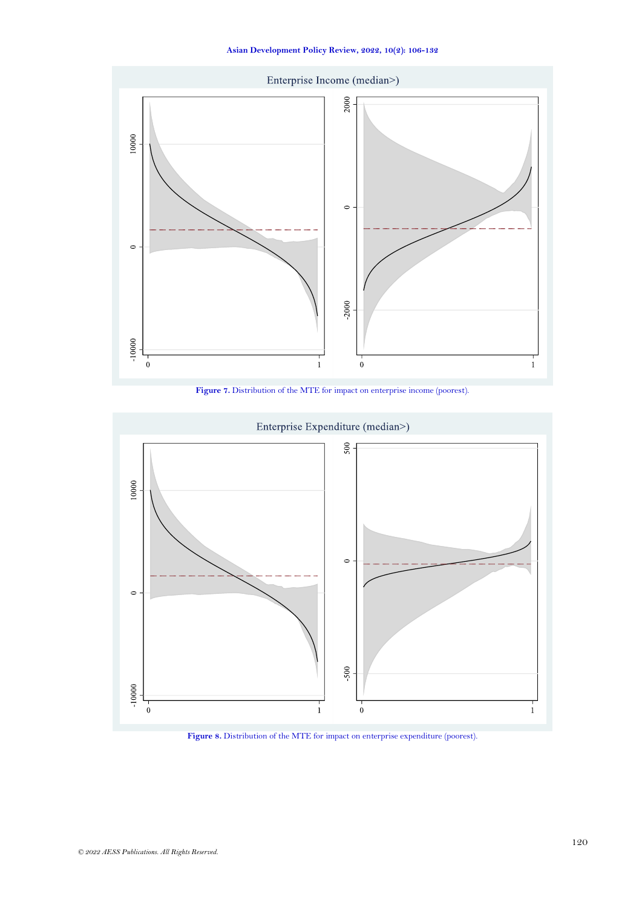Enterprise Income (median>)

10000

0

-10000

0

1

2000

0

-2000

0

1

**Figure 7.** Distribution of the MTE for impact on enterprise income (poorest).

Enterprise Expenditure (median>)

10000

0

-10000

0

1

500

0

-500

0

1

**Figure 8.** Distribution of the MTE for impact on enterprise expenditure (poorest).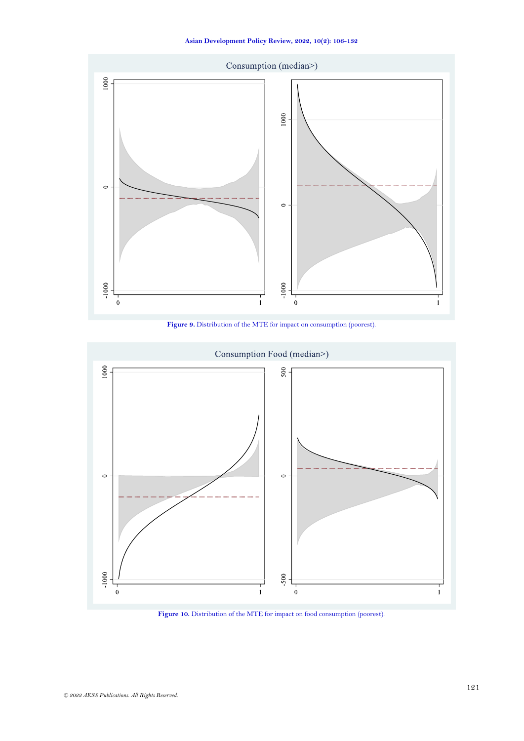Consumption (median>)

Figure 9. Distribution of the MTE for impact on consumption (poorest).

Consumption Food (median>)

Figure 10. Distribution of the MTE for impact on food consumption (poorest).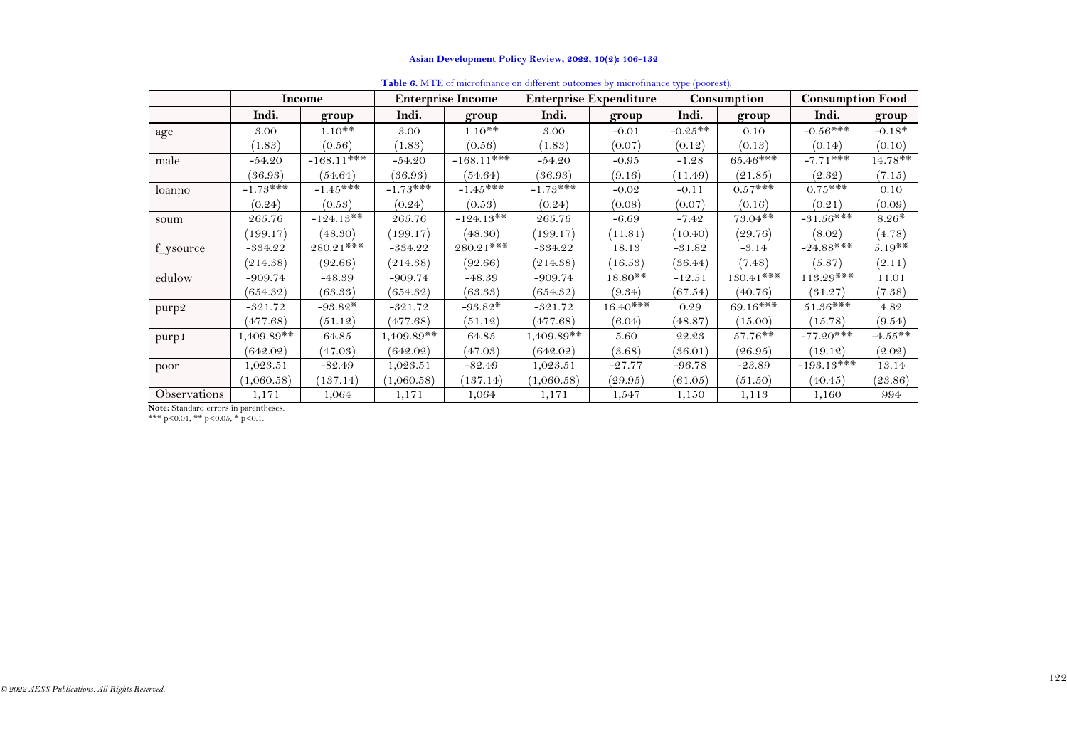**Table 6.** MTE of microfinance on different outcomes by microfinance type (poorest).

| | Income | | Enterprise Income | | Enterprise Expenditure | | Consumption | | Consumption Food | |
|---|---|---|---|---|---|---|---|---|---|---|
| | Indi. | group | Indi. | group | Indi. | group | Indi. | group | Indi. | group |
| age | 3.00 | 1.10** | 3.00 | 1.10** | 3.00 | -0.01 | -0.25** | 0.10 | -0.56*** | -0.18* |
| | (1.83) | (0.56) | (1.83) | (0.56) | (1.83) | (0.07) | (0.12) | (0.13) | (0.14) | (0.10) |
| male | -54.20 | -168.11*** | -54.20 | -168.11*** | -54.20 | -0.95 | -1.28 | 65.46*** | -7.71*** | 14.78** |
| | (36.93) | (54.64) | (36.93) | (54.64) | (36.93) | (9.16) | (11.49) | (21.85) | (2.32) | (7.15) |
| loanno | -1.73*** | -1.45*** | -1.73*** | -1.45*** | -1.73*** | -0.02 | -0.11 | 0.57*** | 0.75*** | 0.10 |
| | (0.24) | (0.53) | (0.24) | (0.53) | (0.24) | (0.08) | (0.07) | (0.16) | (0.21) | (0.09) |
| soum | 265.76 | -124.13** | 265.76 | -124.13** | 265.76 | -6.69 | -7.42 | 73.04** | -31.56*** | 8.26* |
| | (199.17) | (48.30) | (199.17) | (48.30) | (199.17) | (11.81) | (10.40) | (29.76) | (8.02) | (4.78) |
| f_ysource | -334.22 | 280.21*** | -334.22 | 280.21*** | -334.22 | 18.13 | -31.82 | -3.14 | -24.88*** | 5.19** |
| | (214.38) | (92.66) | (214.38) | (92.66) | (214.38) | (16.53) | (36.44) | (7.48) | (5.87) | (2.11) |
| edulow | -909.74 | -48.39 | -909.74 | -48.39 | -909.74 | 18.80** | -12.51 | 130.41*** | 113.29*** | 11.01 |
| | (654.32) | (63.33) | (654.32) | (63.33) | (654.32) | (9.34) | (67.54) | (40.76) | (31.27) | (7.38) |
| purp2 | -321.72 | -93.82* | -321.72 | -93.82* | -321.72 | 16.40*** | 0.29 | 69.16*** | 51.36*** | 4.82 |
| | (477.68) | (51.12) | (477.68) | (51.12) | (477.68) | (6.04) | (48.87) | (15.00) | (15.78) | (9.54) |
| purp1 | 1,409.89** | 64.85 | 1,409.89** | 64.85 | 1,409.89** | 5.60 | 22.23 | 57.76** | -77.20*** | -4.55** |
| | (642.02) | (47.03) | (642.02) | (47.03) | (642.02) | (3.68) | (36.01) | (26.95) | (19.12) | (2.02) |
| poor | 1,023.51 | -82.49 | 1,023.51 | -82.49 | 1,023.51 | -27.77 | -96.78 | -23.89 | -193.13*** | 13.14 |
| | (1,060.58) | (137.14) | (1,060.58) | (137.14) | (1,060.58) | (29.95) | (61.05) | (51.50) | (40.45) | (23.86) |
| Observations | 1,171 | 1,064 | 1,171 | 1,064 | 1,171 | 1,547 | 1,150 | 1,113 | 1,160 | 994 |

**Note:** Standard errors in parentheses.
*** p<0.01, ** p<0.05, * p<0.1.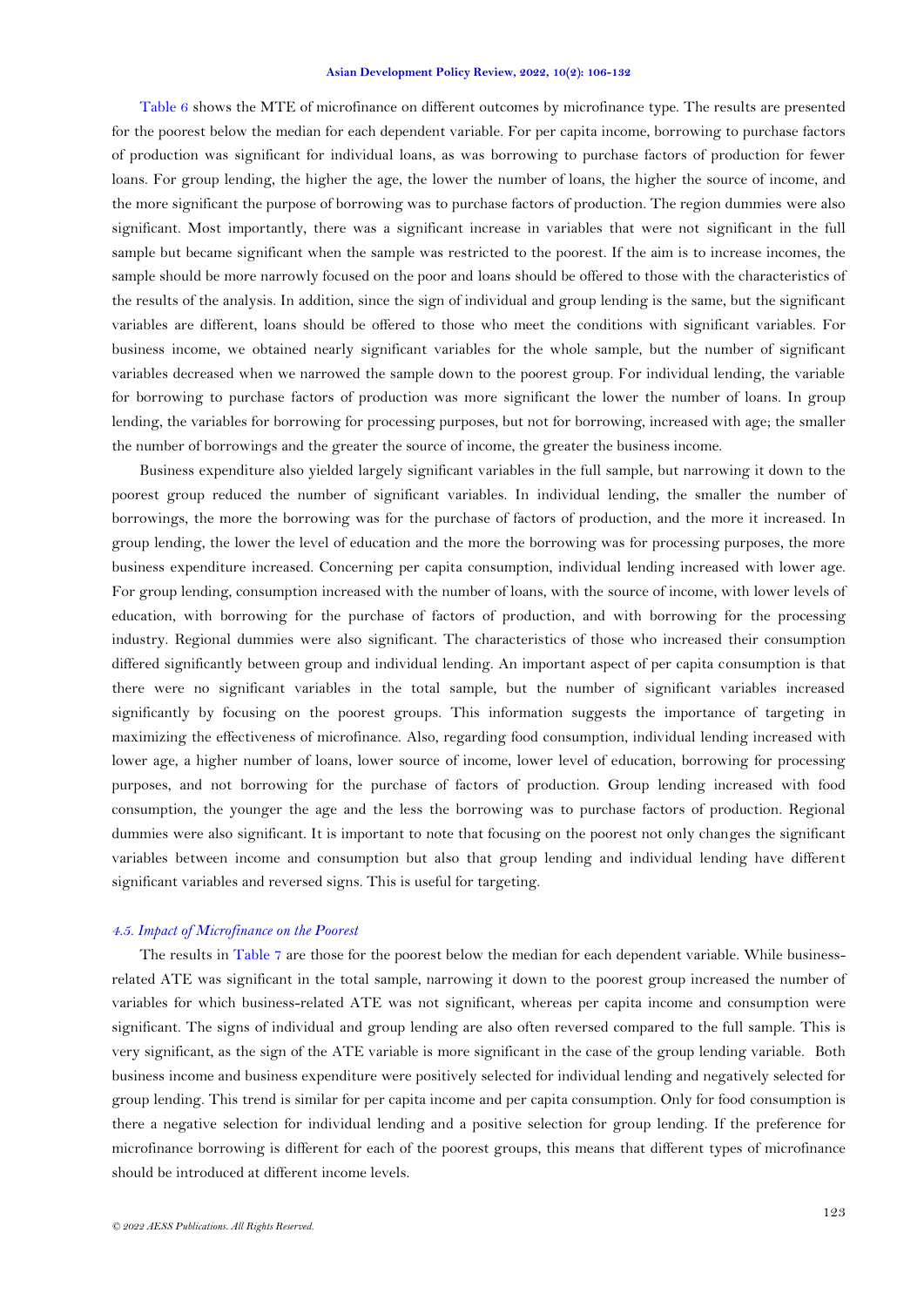Table 6 shows the MTE of microfinance on different outcomes by microfinance type. The results are presented for the poorest below the median for each dependent variable. For per capita income, borrowing to purchase factors of production was significant for individual loans, as was borrowing to purchase factors of production for fewer loans. For group lending, the higher the age, the lower the number of loans, the higher the source of income, and the more significant the purpose of borrowing was to purchase factors of production. The region dummies were also significant. Most importantly, there was a significant increase in variables that were not significant in the full sample but became significant when the sample was restricted to the poorest. If the aim is to increase incomes, the sample should be more narrowly focused on the poor and loans should be offered to those with the characteristics of the results of the analysis. In addition, since the sign of individual and group lending is the same, but the significant variables are different, loans should be offered to those who meet the conditions with significant variables. For business income, we obtained nearly significant variables for the whole sample, but the number of significant variables decreased when we narrowed the sample down to the poorest group. For individual lending, the variable for borrowing to purchase factors of production was more significant the lower the number of loans. In group lending, the variables for borrowing for processing purposes, but not for borrowing, increased with age; the smaller the number of borrowings and the greater the source of income, the greater the business income.

Business expenditure also yielded largely significant variables in the full sample, but narrowing it down to the poorest group reduced the number of significant variables. In individual lending, the smaller the number of borrowings, the more the borrowing was for the purchase of factors of production, and the more it increased. In group lending, the lower the level of education and the more the borrowing was for processing purposes, the more business expenditure increased. Concerning per capita consumption, individual lending increased with lower age. For group lending, consumption increased with the number of loans, with the source of income, with lower levels of education, with borrowing for the purchase of factors of production, and with borrowing for the processing industry. Regional dummies were also significant. The characteristics of those who increased their consumption differed significantly between group and individual lending. An important aspect of per capita consumption is that there were no significant variables in the total sample, but the number of significant variables increased significantly by focusing on the poorest groups. This information suggests the importance of targeting in maximizing the effectiveness of microfinance. Also, regarding food consumption, individual lending increased with lower age, a higher number of loans, lower source of income, lower level of education, borrowing for processing purposes, and not borrowing for the purchase of factors of production. Group lending increased with food consumption, the younger the age and the less the borrowing was to purchase factors of production. Regional dummies were also significant. It is important to note that focusing on the poorest not only changes the significant variables between income and consumption but also that group lending and individual lending have different significant variables and reversed signs. This is useful for targeting.

### *4.5. Impact of Microfinance on the Poorest*

The results in Table 7 are those for the poorest below the median for each dependent variable. While business-related ATE was significant in the total sample, narrowing it down to the poorest group increased the number of variables for which business-related ATE was not significant, whereas per capita income and consumption were significant. The signs of individual and group lending are also often reversed compared to the full sample. This is very significant, as the sign of the ATE variable is more significant in the case of the group lending variable. Both business income and business expenditure were positively selected for individual lending and negatively selected for group lending. This trend is similar for per capita income and per capita consumption. Only for food consumption is there a negative selection for individual lending and a positive selection for group lending. If the preference for microfinance borrowing is different for each of the poorest groups, this means that different types of microfinance should be introduced at different income levels.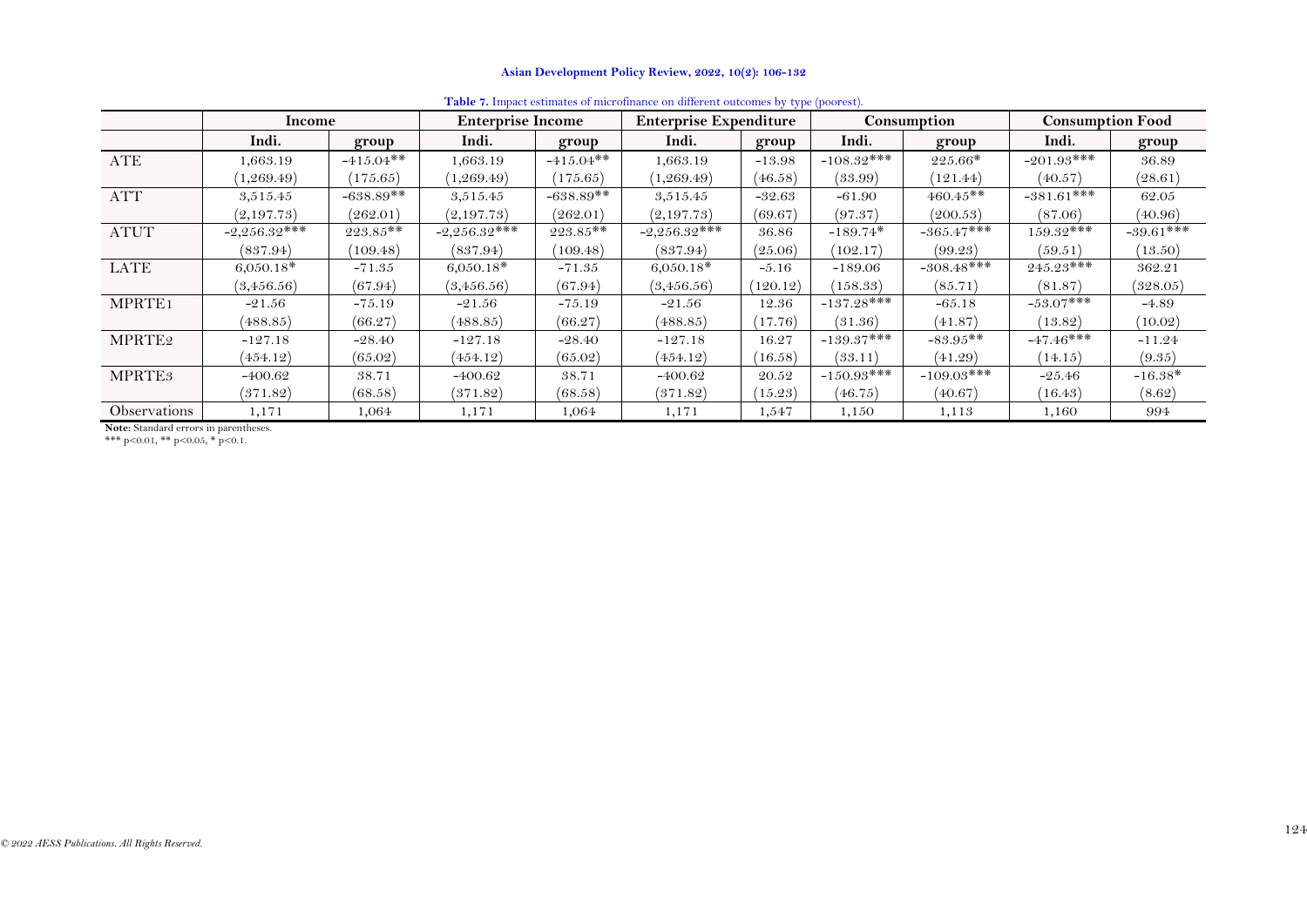**Table 7.** Impact estimates of microfinance on different outcomes by type (poorest).

| | Income | | Enterprise Income | | Enterprise Expenditure | | Consumption | | Consumption Food | |
|---|---|---|---|---|---|---|---|---|---|---|
| | Indi. | group | Indi. | group | Indi. | group | Indi. | group | Indi. | group |
| ATE | 1,663.19 | -415.04** | 1,663.19 | -415.04** | 1,663.19 | -13.98 | -108.32*** | 225.66* | -201.93*** | 36.89 |
| | (1,269.49) | (175.65) | (1,269.49) | (175.65) | (1,269.49) | (46.58) | (33.99) | (121.44) | (40.57) | (28.61) |
| ATT | 3,515.45 | -638.89** | 3,515.45 | -638.89** | 3,515.45 | -32.63 | -61.90 | 460.45** | -381.61*** | 62.05 |
| | (2,197.73) | (262.01) | (2,197.73) | (262.01) | (2,197.73) | (69.67) | (97.37) | (200.53) | (87.06) | (40.96) |
| ATUT | -2,256.32*** | 223.85** | -2,256.32*** | 223.85** | -2,256.32*** | 36.86 | -189.74* | -365.47*** | 159.32*** | -39.61*** |
| | (837.94) | (109.48) | (837.94) | (109.48) | (837.94) | (25.06) | (102.17) | (99.23) | (59.51) | (13.50) |
| LATE | 6,050.18* | -71.35 | 6,050.18* | -71.35 | 6,050.18* | -5.16 | -189.06 | -308.48*** | 245.23*** | 362.21 |
| | (3,456.56) | (67.94) | (3,456.56) | (67.94) | (3,456.56) | (120.12) | (158.33) | (85.71) | (81.87) | (328.05) |
| MPRTE1 | -21.56 | -75.19 | -21.56 | -75.19 | -21.56 | 12.36 | -137.28*** | -65.18 | -53.07*** | -4.89 |
| | (488.85) | (66.27) | (488.85) | (66.27) | (488.85) | (17.76) | (31.36) | (41.87) | (13.82) | (10.02) |
| MPRTE2 | -127.18 | -28.40 | -127.18 | -28.40 | -127.18 | 16.27 | -139.37*** | -83.95** | -47.46*** | -11.24 |
| | (454.12) | (65.02) | (454.12) | (65.02) | (454.12) | (16.58) | (33.11) | (41.29) | (14.15) | (9.35) |
| MPRTE3 | -400.62 | 38.71 | -400.62 | 38.71 | -400.62 | 20.52 | -150.93*** | -109.03*** | -25.46 | -16.38* |
| | (371.82) | (68.58) | (371.82) | (68.58) | (371.82) | (15.23) | (46.75) | (40.67) | (16.43) | (8.62) |
| Observations | 1,171 | 1,064 | 1,171 | 1,064 | 1,171 | 1,547 | 1,150 | 1,113 | 1,160 | 994 |

**Note:** Standard errors in parentheses.
*** p<0.01, ** p<0.05, * p<0.1.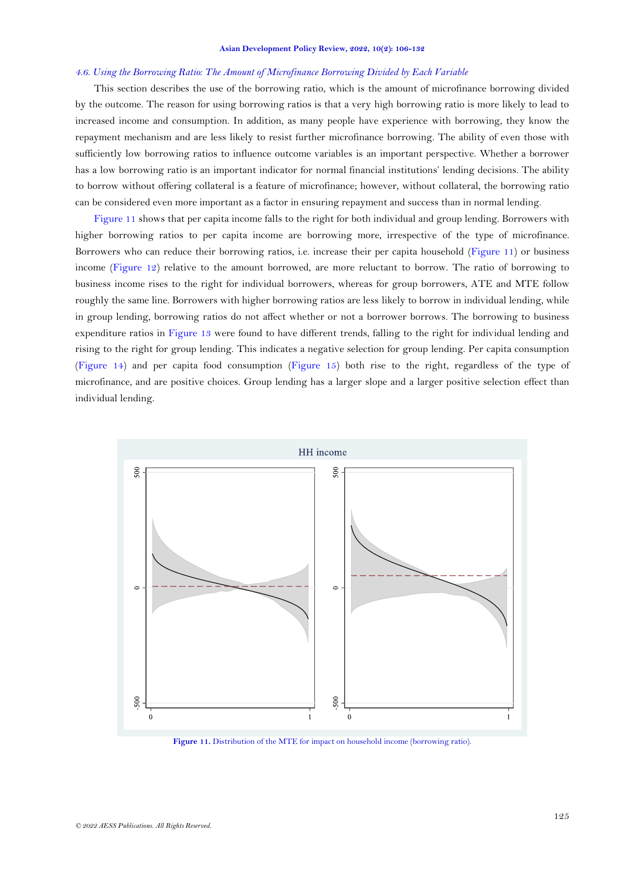*4.6. Using the Borrowing Ratio: The Amount of Microfinance Borrowing Divided by Each Variable*

This section describes the use of the borrowing ratio, which is the amount of microfinance borrowing divided by the outcome. The reason for using borrowing ratios is that a very high borrowing ratio is more likely to lead to increased income and consumption. In addition, as many people have experience with borrowing, they know the repayment mechanism and are less likely to resist further microfinance borrowing. The ability of even those with sufficiently low borrowing ratios to influence outcome variables is an important perspective. Whether a borrower has a low borrowing ratio is an important indicator for normal financial institutions' lending decisions. The ability to borrow without offering collateral is a feature of microfinance; however, without collateral, the borrowing ratio can be considered even more important as a factor in ensuring repayment and success than in normal lending.

Figure 11 shows that per capita income falls to the right for both individual and group lending. Borrowers with higher borrowing ratios to per capita income are borrowing more, irrespective of the type of microfinance. Borrowers who can reduce their borrowing ratios, i.e. increase their per capita household (Figure 11) or business income (Figure 12) relative to the amount borrowed, are more reluctant to borrow. The ratio of borrowing to business income rises to the right for individual borrowers, whereas for group borrowers, ATE and MTE follow roughly the same line. Borrowers with higher borrowing ratios are less likely to borrow in individual lending, while in group lending, borrowing ratios do not affect whether or not a borrower borrows. The borrowing to business expenditure ratios in Figure 13 were found to have different trends, falling to the right for individual lending and rising to the right for group lending. This indicates a negative selection for group lending. Per capita consumption (Figure 14) and per capita food consumption (Figure 15) both rise to the right, regardless of the type of microfinance, and are positive choices. Group lending has a larger slope and a larger positive selection effect than individual lending.

HH income

500
0
-500
0
1

500
0
-500
0
1

**Figure 11.** Distribution of the MTE for impact on household income (borrowing ratio).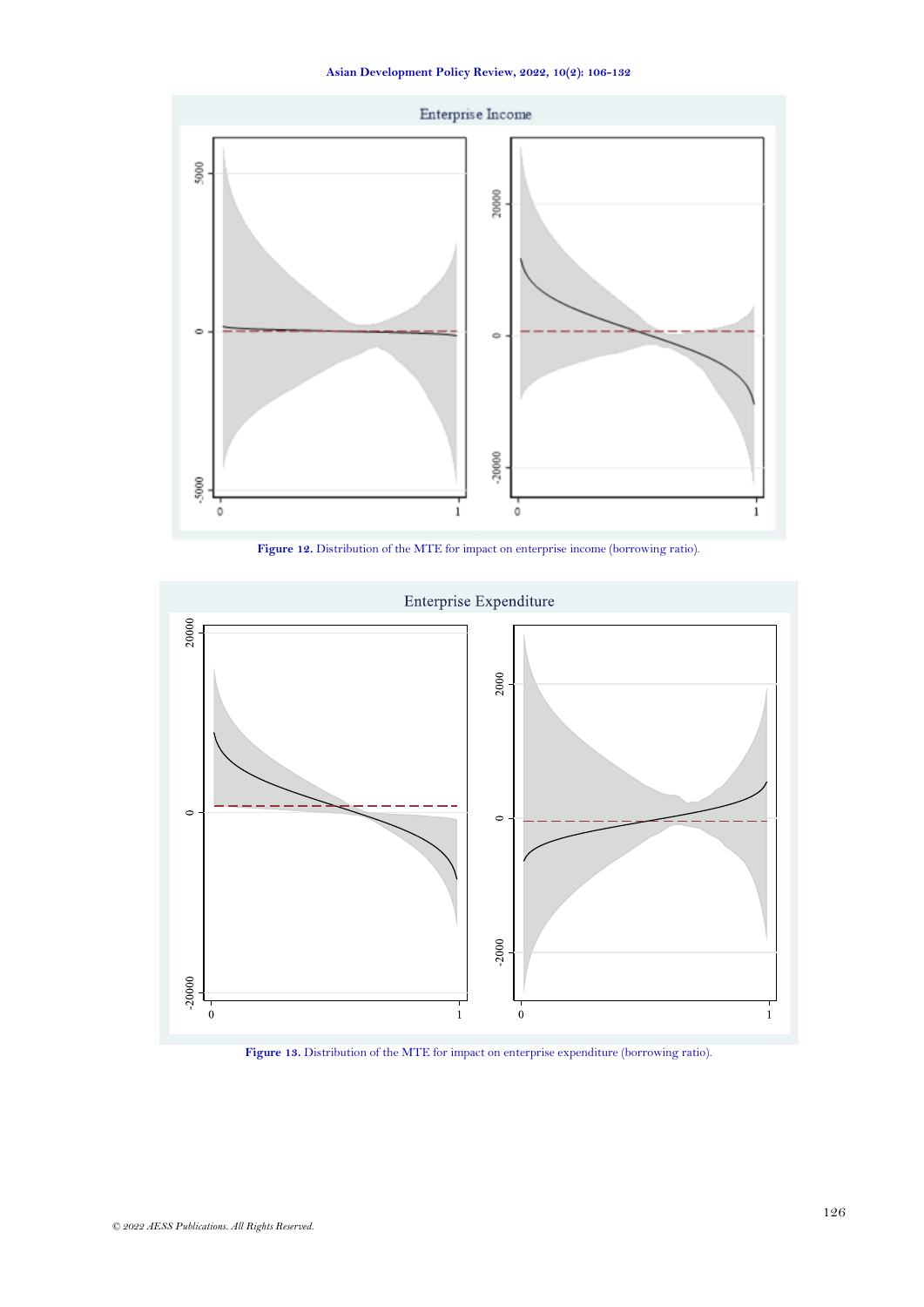Enterprise Income

5000

0

-5000

0

1

20000

0

-20000

0

1

Figure 12. Distribution of the MTE for impact on enterprise income (borrowing ratio).

Enterprise Expenditure

20000

0

-20000

0

1

2000

0

-2000

0

1

Figure 13. Distribution of the MTE for impact on enterprise expenditure (borrowing ratio).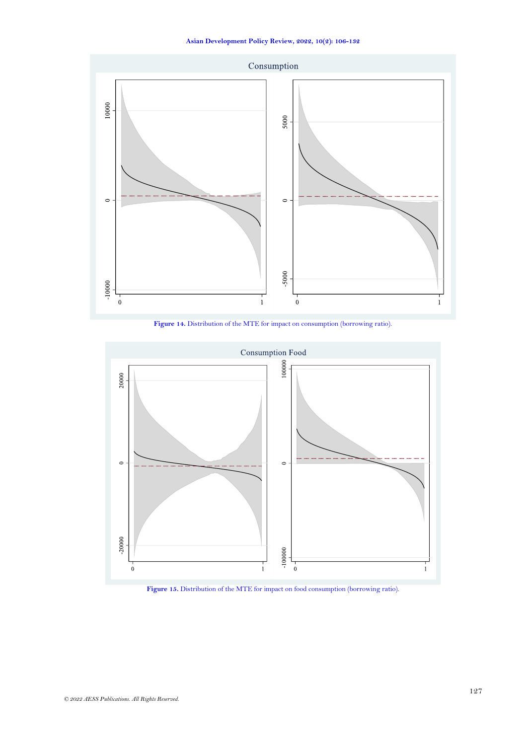Consumption

10000

0

-10000

0

1

5000

0

-5000

0

1

Figure 14. Distribution of the MTE for impact on consumption (borrowing ratio).

Consumption Food

20000

0

-20000

0

1

100000

0

-100000

0

1

Figure 15. Distribution of the MTE for impact on food consumption (borrowing ratio).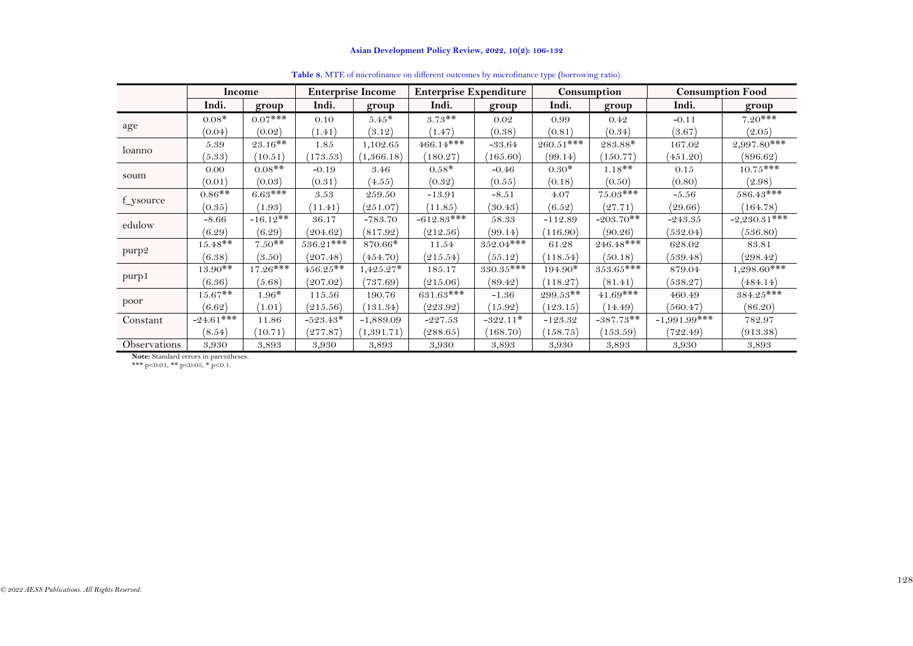**Table 8.** MTE of microfinance on different outcomes by microfinance type (borrowing ratio).

| | Income | | Enterprise Income | | Enterprise Expenditure | | Consumption | | Consumption Food | |
|---|---|---|---|---|---|---|---|---|---|---|
| | **Indi.** | **group** | **Indi.** | **group** | **Indi.** | **group** | **Indi.** | **group** | **Indi.** | **group** |
| age | 0.08* | 0.07*** | 0.10 | 5.45* | 3.73** | 0.02 | 0.99 | 0.42 | -0.11 | 7.20*** |
| | (0.04) | (0.02) | (1.41) | (3.12) | (1.47) | (0.38) | (0.81) | (0.34) | (3.67) | (2.05) |
| loanno | 5.39 | 23.16** | 1.85 | 1,102.65 | 466.14*** | -33.64 | 260.51*** | 283.88* | 167.02 | 2,997.80*** |
| | (5.33) | (10.51) | (173.53) | (1,366.18) | (180.27) | (165.60) | (99.14) | (150.77) | (451.20) | (896.62) |
| soum | 0.00 | 0.08** | -0.19 | 3.46 | 0.58* | -0.46 | 0.30* | 1.18** | 0.15 | 10.75*** |
| | (0.01) | (0.03) | (0.31) | (4.55) | (0.32) | (0.55) | (0.18) | (0.50) | (0.80) | (2.98) |
| f_ysource | 0.86** | 6.63*** | 3.53 | 259.50 | -13.91 | -8.51 | 4.07 | 75.03*** | -5.56 | 586.43*** |
| | (0.35) | (1.93) | (11.41) | (251.07) | (11.85) | (30.43) | (6.52) | (27.71) | (29.66) | (164.78) |
| edulow | -8.66 | -16.12** | 36.17 | -783.70 | -612.83*** | 58.33 | -112.89 | -203.70** | -243.35 | -2,230.31*** |
| | (6.29) | (6.29) | (204.62) | (817.92) | (212.56) | (99.14) | (116.90) | (90.26) | (532.04) | (536.80) |
| purp2 | 15.48** | 7.50** | 536.21*** | 870.66* | 11.54 | 352.04*** | 61.28 | 246.48*** | 628.02 | 83.81 |
| | (6.38) | (3.50) | (207.48) | (454.70) | (215.54) | (55.12) | (118.54) | (50.18) | (539.48) | (298.42) |
| purp1 | 13.90** | 17.26*** | 456.25** | 1,425.27* | 185.17 | 330.35*** | 194.90* | 353.65*** | 879.04 | 1,298.60*** |
| | (6.36) | (5.68) | (207.02) | (737.69) | (215.06) | (89.42) | (118.27) | (81.41) | (538.27) | (484.14) |
| poor | 15.67** | 1.96* | 115.56 | 190.76 | 631.63*** | -1.36 | 299.53** | 41.69*** | 460.49 | 384.25*** |
| | (6.62) | (1.01) | (215.56) | (131.34) | (223.92) | (15.92) | (123.15) | (14.49) | (560.47) | (86.20) |
| Constant | -24.61*** | 11.86 | -523.43* | -1,889.09 | -227.53 | -322.11* | -123.32 | -387.73** | -1,991.99*** | 782.97 |
| | (8.54) | (10.71) | (277.87) | (1,391.71) | (288.65) | (168.70) | (158.75) | (153.59) | (722.49) | (913.38) |
| Observations | 3,930 | 3,893 | 3,930 | 3,893 | 3,930 | 3,893 | 3,930 | 3,893 | 3,930 | 3,893 |

**Note:** Standard errors in parentheses.
*** p<0.01, ** p<0.05, * p<0.1.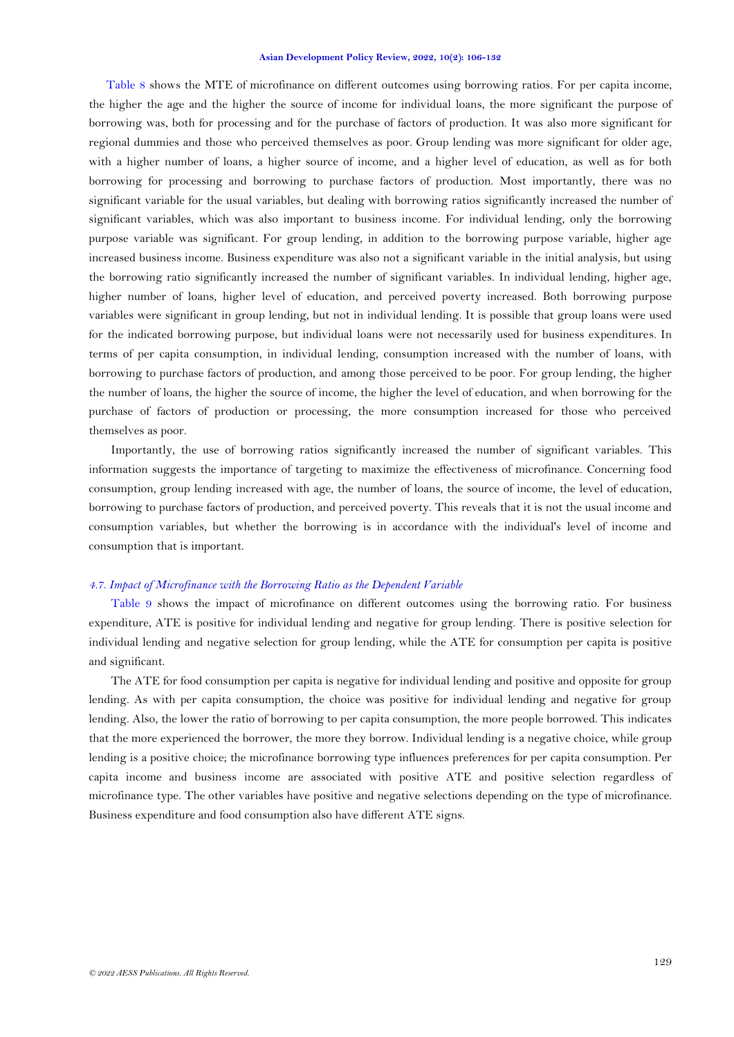Table 8 shows the MTE of microfinance on different outcomes using borrowing ratios. For per capita income, the higher the age and the higher the source of income for individual loans, the more significant the purpose of borrowing was, both for processing and for the purchase of factors of production. It was also more significant for regional dummies and those who perceived themselves as poor. Group lending was more significant for older age, with a higher number of loans, a higher source of income, and a higher level of education, as well as for both borrowing for processing and borrowing to purchase factors of production. Most importantly, there was no significant variable for the usual variables, but dealing with borrowing ratios significantly increased the number of significant variables, which was also important to business income. For individual lending, only the borrowing purpose variable was significant. For group lending, in addition to the borrowing purpose variable, higher age increased business income. Business expenditure was also not a significant variable in the initial analysis, but using the borrowing ratio significantly increased the number of significant variables. In individual lending, higher age, higher number of loans, higher level of education, and perceived poverty increased. Both borrowing purpose variables were significant in group lending, but not in individual lending. It is possible that group loans were used for the indicated borrowing purpose, but individual loans were not necessarily used for business expenditures. In terms of per capita consumption, in individual lending, consumption increased with the number of loans, with borrowing to purchase factors of production, and among those perceived to be poor. For group lending, the higher the number of loans, the higher the source of income, the higher the level of education, and when borrowing for the purchase of factors of production or processing, the more consumption increased for those who perceived themselves as poor.

Importantly, the use of borrowing ratios significantly increased the number of significant variables. This information suggests the importance of targeting to maximize the effectiveness of microfinance. Concerning food consumption, group lending increased with age, the number of loans, the source of income, the level of education, borrowing to purchase factors of production, and perceived poverty. This reveals that it is not the usual income and consumption variables, but whether the borrowing is in accordance with the individual's level of income and consumption that is important.

### *4.7. Impact of Microfinance with the Borrowing Ratio as the Dependent Variable*

Table 9 shows the impact of microfinance on different outcomes using the borrowing ratio. For business expenditure, ATE is positive for individual lending and negative for group lending. There is positive selection for individual lending and negative selection for group lending, while the ATE for consumption per capita is positive and significant.

The ATE for food consumption per capita is negative for individual lending and positive and opposite for group lending. As with per capita consumption, the choice was positive for individual lending and negative for group lending. Also, the lower the ratio of borrowing to per capita consumption, the more people borrowed. This indicates that the more experienced the borrower, the more they borrow. Individual lending is a negative choice, while group lending is a positive choice; the microfinance borrowing type influences preferences for per capita consumption. Per capita income and business income are associated with positive ATE and positive selection regardless of microfinance type. The other variables have positive and negative selections depending on the type of microfinance. Business expenditure and food consumption also have different ATE signs.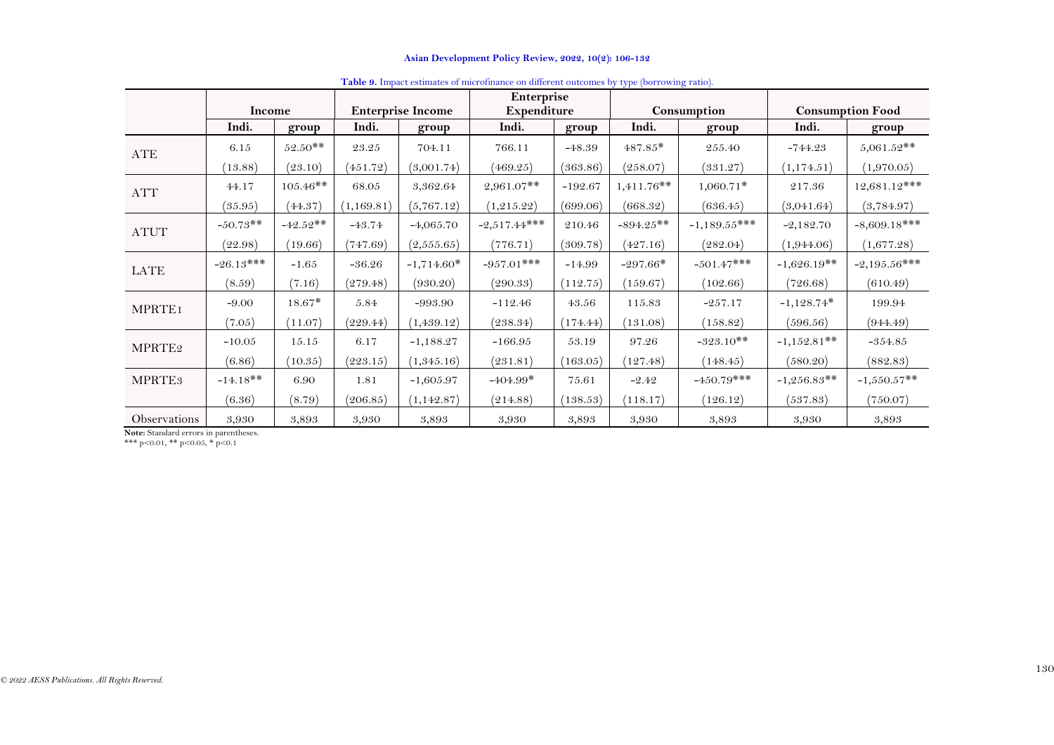**Table 9.** Impact estimates of microfinance on different outcomes by type (borrowing ratio).

| | Income | | Enterprise Income | | Enterprise Expenditure | | Consumption | | Consumption Food | |
|---|---|---|---|---|---|---|---|---|---|---|
| | Indi. | group | Indi. | group | Indi. | group | Indi. | group | Indi. | group |
| ATE | 6.15 | 52.50** | 23.25 | 704.11 | 766.11 | -48.39 | 487.85* | 255.40 | -744.23 | 5,061.52** |
| | (13.88) | (23.10) | (451.72) | (3,001.74) | (469.25) | (363.86) | (258.07) | (331.27) | (1,174.51) | (1,970.05) |
| ATT | 44.17 | 105.46** | 68.05 | 3,362.64 | 2,961.07** | -192.67 | 1,411.76** | 1,060.71* | 217.36 | 12,681.12*** |
| | (35.95) | (44.37) | (1,169.81) | (5,767.12) | (1,215.22) | (699.06) | (668.32) | (636.45) | (3,041.64) | (3,784.97) |
| ATUT | -50.73** | -42.52** | -43.74 | -4,065.70 | -2,517.44*** | 210.46 | -894.25** | -1,189.55*** | -2,182.70 | -8,609.18*** |
| | (22.98) | (19.66) | (747.69) | (2,555.65) | (776.71) | (309.78) | (427.16) | (282.04) | (1,944.06) | (1,677.28) |
| LATE | -26.13*** | -1.65 | -36.26 | -1,714.60* | -957.01*** | -14.99 | -297.66* | -501.47*** | -1,626.19** | -2,195.56*** |
| | (8.59) | (7.16) | (279.48) | (930.20) | (290.33) | (112.75) | (159.67) | (102.66) | (726.68) | (610.49) |
| MPRTE1 | -9.00 | 18.67* | 5.84 | -993.90 | -112.46 | 43.56 | 115.83 | -257.17 | -1,128.74* | 199.94 |
| | (7.05) | (11.07) | (229.44) | (1,439.12) | (238.34) | (174.44) | (131.08) | (158.82) | (596.56) | (944.49) |
| MPRTE2 | -10.05 | 15.15 | 6.17 | -1,188.27 | -166.95 | 53.19 | 97.26 | -323.10** | -1,152.81** | -354.85 |
| | (6.86) | (10.35) | (223.15) | (1,345.16) | (231.81) | (163.05) | (127.48) | (148.45) | (580.20) | (882.83) |
| MPRTE3 | -14.18** | 6.90 | 1.81 | -1,605.97 | -404.99* | 75.61 | -2.42 | -450.79*** | -1,256.83** | -1,550.57** |
| | (6.36) | (8.79) | (206.85) | (1,142.87) | (214.88) | (138.53) | (118.17) | (126.12) | (537.83) | (750.07) |
| Observations | 3,930 | 3,893 | 3,930 | 3,893 | 3,930 | 3,893 | 3,930 | 3,893 | 3,930 | 3,893 |

**Note:** Standard errors in parentheses.
*** p<0.01, ** p<0.05, * p<0.1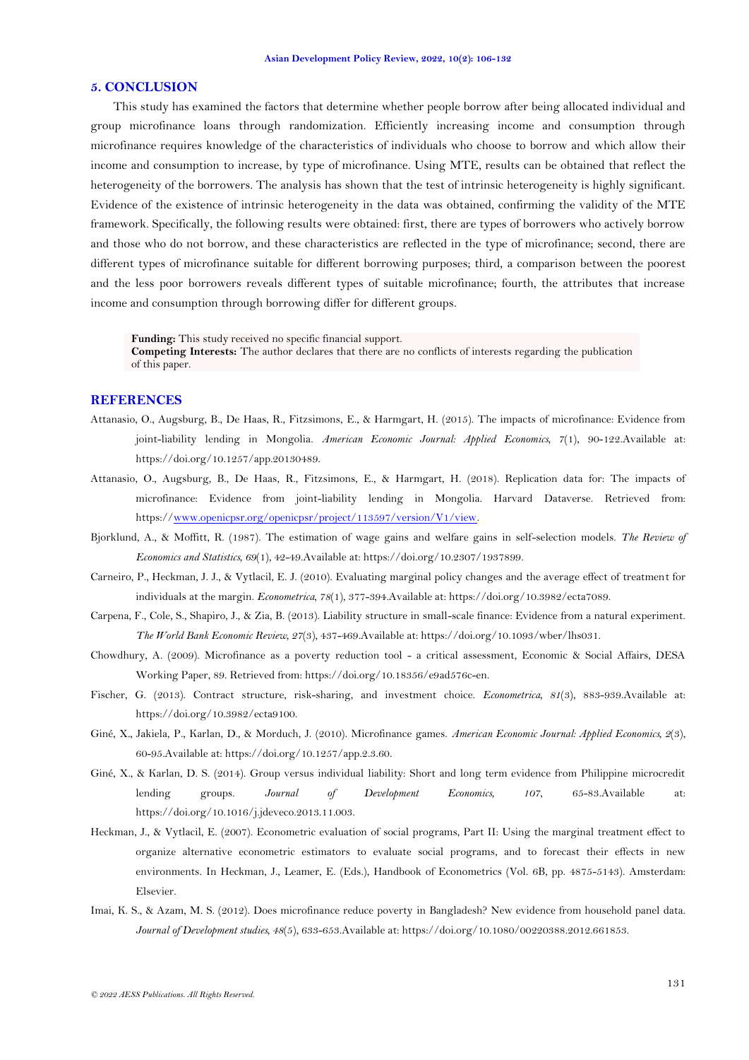## 5. CONCLUSION

This study has examined the factors that determine whether people borrow after being allocated individual and group microfinance loans through randomization. Efficiently increasing income and consumption through microfinance requires knowledge of the characteristics of individuals who choose to borrow and which allow their income and consumption to increase, by type of microfinance. Using MTE, results can be obtained that reflect the heterogeneity of the borrowers. The analysis has shown that the test of intrinsic heterogeneity is highly significant. Evidence of the existence of intrinsic heterogeneity in the data was obtained, confirming the validity of the MTE framework. Specifically, the following results were obtained: first, there are types of borrowers who actively borrow and those who do not borrow, and these characteristics are reflected in the type of microfinance; second, there are different types of microfinance suitable for different borrowing purposes; third, a comparison between the poorest and the less poor borrowers reveals different types of suitable microfinance; fourth, the attributes that increase income and consumption through borrowing differ for different groups.

**Funding:** This study received no specific financial support.
**Competing Interests:** The author declares that there are no conflicts of interests regarding the publication of this paper.

## REFERENCES

Attanasio, O., Augsburg, B., De Haas, R., Fitzsimons, E., & Harmgart, H. (2015). The impacts of microfinance: Evidence from joint-liability lending in Mongolia. *American Economic Journal: Applied Economics*, *7*(1), 90-122.Available at: https://doi.org/10.1257/app.20130489.

Attanasio, O., Augsburg, B., De Haas, R., Fitzsimons, E., & Harmgart, H. (2018). Replication data for: The impacts of microfinance: Evidence from joint-liability lending in Mongolia. Harvard Dataverse. Retrieved from: https://www.openicpsr.org/openicpsr/project/113597/version/V1/view.

Bjorklund, A., & Moffitt, R. (1987). The estimation of wage gains and welfare gains in self-selection models. *The Review of Economics and Statistics*, *69*(1), 42-49.Available at: https://doi.org/10.2307/1937899.

Carneiro, P., Heckman, J. J., & Vytlacil, E. J. (2010). Evaluating marginal policy changes and the average effect of treatment for individuals at the margin. *Econometrica*, *78*(1), 377-394.Available at: https://doi.org/10.3982/ecta7089.

Carpena, F., Cole, S., Shapiro, J., & Zia, B. (2013). Liability structure in small-scale finance: Evidence from a natural experiment. *The World Bank Economic Review*, *27*(3), 437-469.Available at: https://doi.org/10.1093/wber/lhs031.

Chowdhury, A. (2009). Microfinance as a poverty reduction tool - a critical assessment, Economic & Social Affairs, DESA Working Paper, 89. Retrieved from: https://doi.org/10.18356/e9ad576c-en.

Fischer, G. (2013). Contract structure, risk-sharing, and investment choice. *Econometrica*, *81*(3), 883-939.Available at: https://doi.org/10.3982/ecta9100.

Giné, X., Jakiela, P., Karlan, D., & Morduch, J. (2010). Microfinance games. *American Economic Journal: Applied Economics*, *2*(3), 60-95.Available at: https://doi.org/10.1257/app.2.3.60.

Giné, X., & Karlan, D. S. (2014). Group versus individual liability: Short and long term evidence from Philippine microcredit lending groups. *Journal of Development Economics*, *107*, 65-83.Available at: https://doi.org/10.1016/j.jdeveco.2013.11.003.

Heckman, J., & Vytlacil, E. (2007). Econometric evaluation of social programs, Part II: Using the marginal treatment effect to organize alternative econometric estimators to evaluate social programs, and to forecast their effects in new environments. In Heckman, J., Leamer, E. (Eds.), Handbook of Econometrics (Vol. 6B, pp. 4875-5143). Amsterdam: Elsevier.

Imai, K. S., & Azam, M. S. (2012). Does microfinance reduce poverty in Bangladesh? New evidence from household panel data. *Journal of Development studies*, *48*(5), 633-653.Available at: https://doi.org/10.1080/00220388.2012.661853.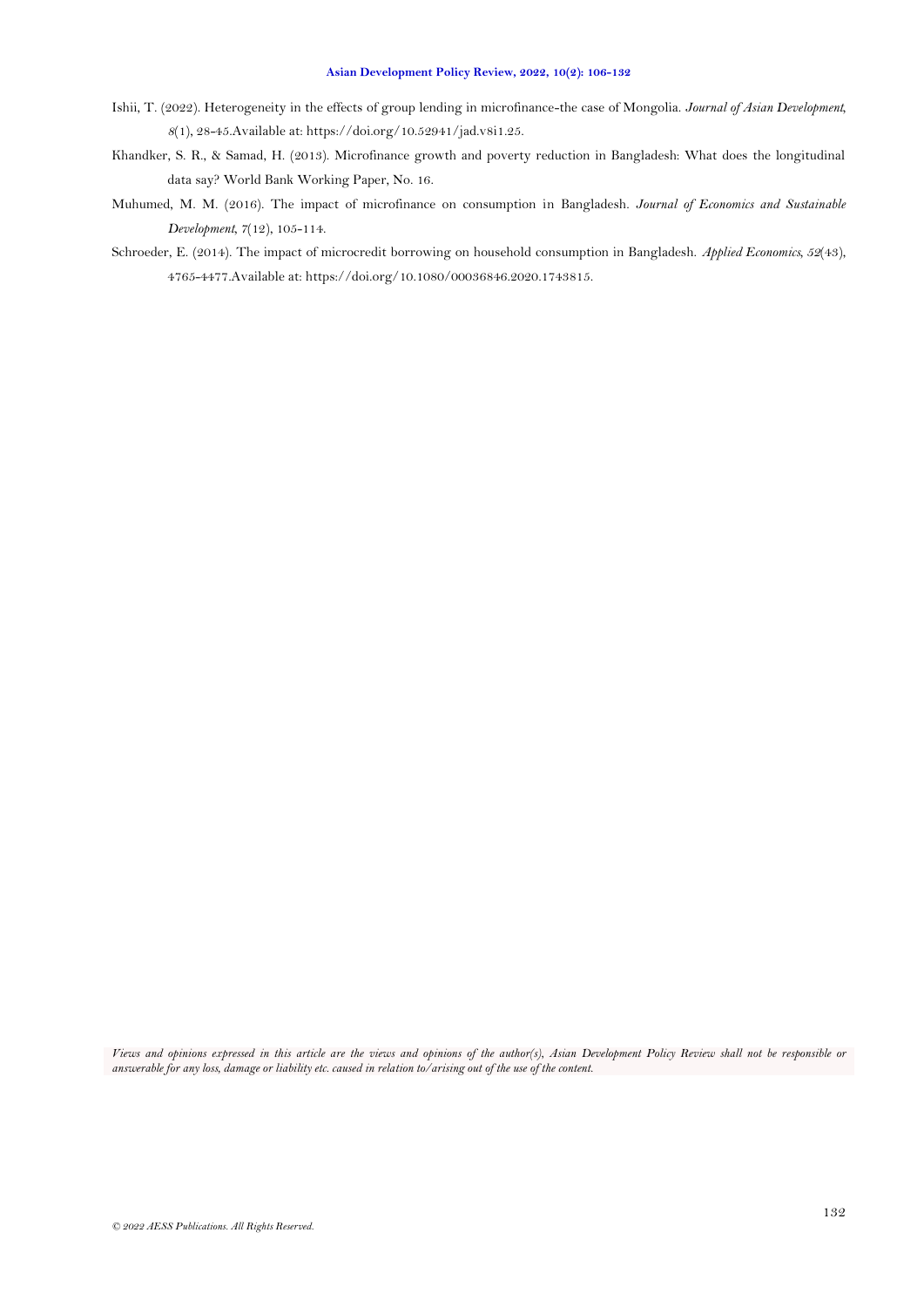Ishii, T. (2022). Heterogeneity in the effects of group lending in microfinance-the case of Mongolia. *Journal of Asian Development*, *8*(1), 28-45.Available at: https://doi.org/10.52941/jad.v8i1.25.

Khandker, S. R., & Samad, H. (2013). Microfinance growth and poverty reduction in Bangladesh: What does the longitudinal data say? World Bank Working Paper, No. 16.

Muhumed, M. M. (2016). The impact of microfinance on consumption in Bangladesh. *Journal of Economics and Sustainable Development*, *7*(12), 105-114.

Schroeder, E. (2014). The impact of microcredit borrowing on household consumption in Bangladesh. *Applied Economics*, *52*(43), 4765-4477.Available at: https://doi.org/10.1080/00036846.2020.1743815.

*Views and opinions expressed in this article are the views and opinions of the author(s), Asian Development Policy Review shall not be responsible or answerable for any loss, damage or liability etc. caused in relation to/arising out of the use of the content.*